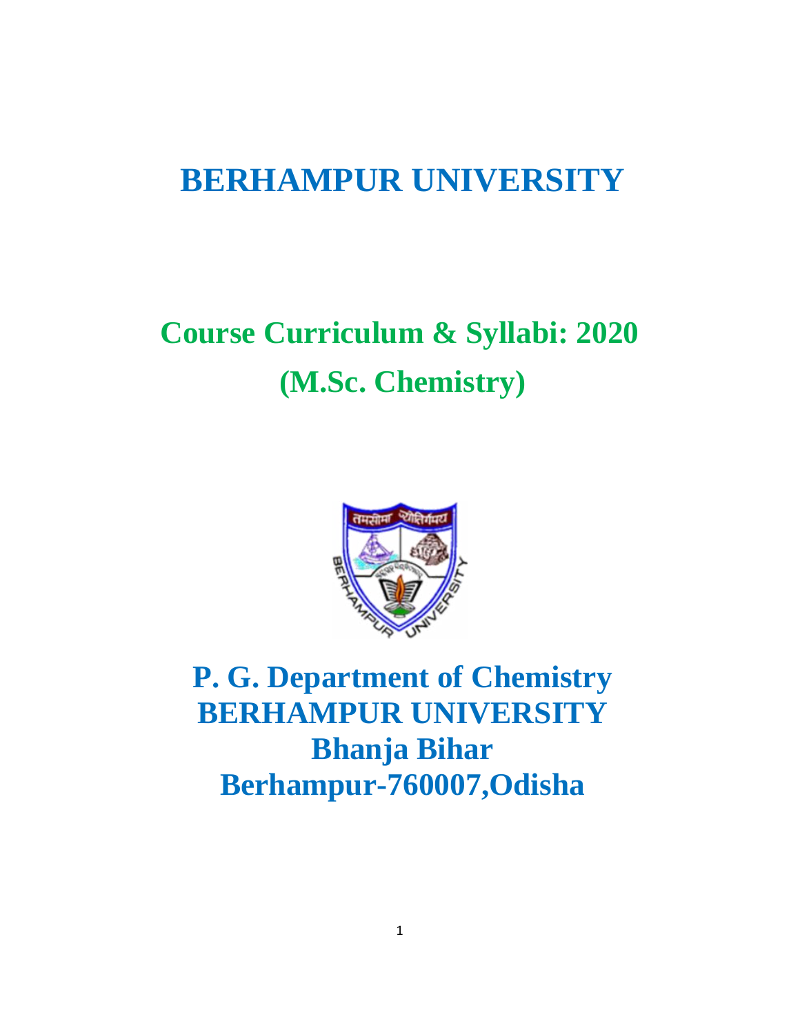# BERHAMPUR UNIVERSITY

## Course Curriculum & Syllabi: 2020
## (M.Sc. Chemistry)

## P. G. Department of Chemistry
## BERHAMPUR UNIVERSITY
## Bhanja Bihar
## Berhampur-760007,Odisha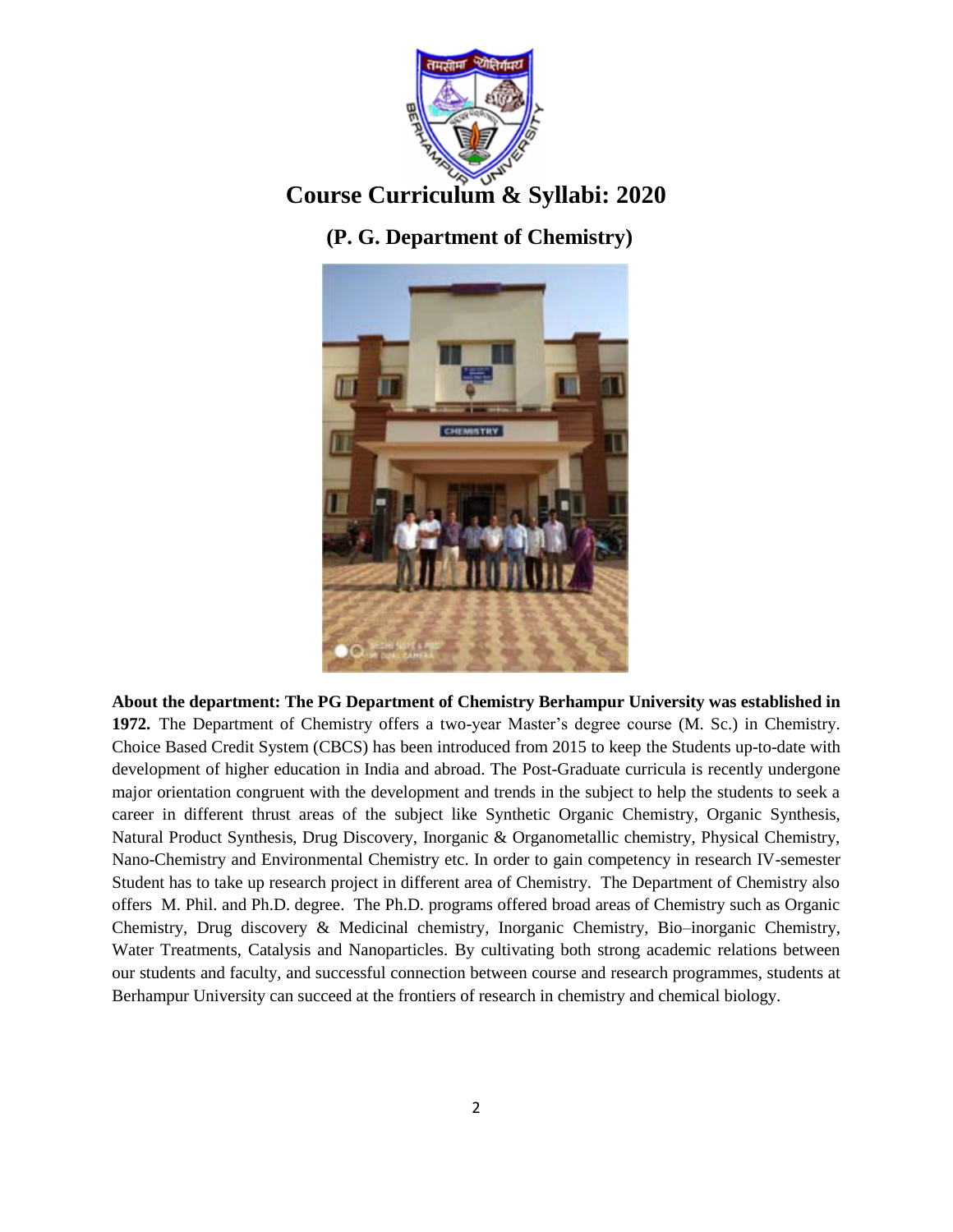# Course Curriculum & Syllabi: 2020

## (P. G. Department of Chemistry)

**About the department: The PG Department of Chemistry Berhampur University was established in 1972.** The Department of Chemistry offers a two-year Master's degree course (M. Sc.) in Chemistry. Choice Based Credit System (CBCS) has been introduced from 2015 to keep the Students up-to-date with development of higher education in India and abroad. The Post-Graduate curricula is recently undergone major orientation congruent with the development and trends in the subject to help the students to seek a career in different thrust areas of the subject like Synthetic Organic Chemistry, Organic Synthesis, Natural Product Synthesis, Drug Discovery, Inorganic & Organometallic chemistry, Physical Chemistry, Nano-Chemistry and Environmental Chemistry etc. In order to gain competency in research IV-semester Student has to take up research project in different area of Chemistry. The Department of Chemistry also offers M. Phil. and Ph.D. degree. The Ph.D. programs offered broad areas of Chemistry such as Organic Chemistry, Drug discovery & Medicinal chemistry, Inorganic Chemistry, Bio–inorganic Chemistry, Water Treatments, Catalysis and Nanoparticles. By cultivating both strong academic relations between our students and faculty, and successful connection between course and research programmes, students at Berhampur University can succeed at the frontiers of research in chemistry and chemical biology.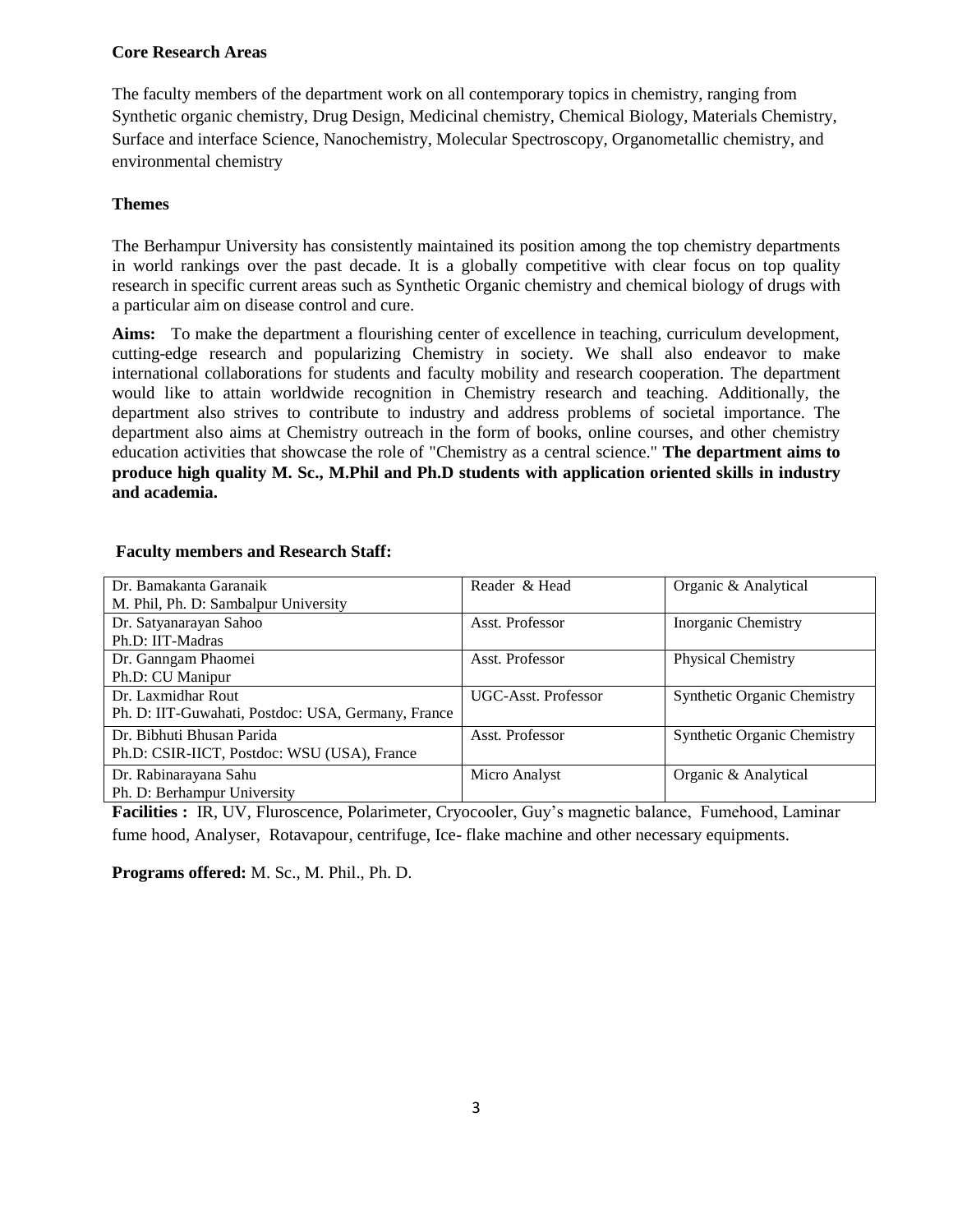**Core Research Areas**

The faculty members of the department work on all contemporary topics in chemistry, ranging from Synthetic organic chemistry, Drug Design, Medicinal chemistry, Chemical Biology, Materials Chemistry, Surface and interface Science, Nanochemistry, Molecular Spectroscopy, Organometallic chemistry, and environmental chemistry

**Themes**

The Berhampur University has consistently maintained its position among the top chemistry departments in world rankings over the past decade. It is a globally competitive with clear focus on top quality research in specific current areas such as Synthetic Organic chemistry and chemical biology of drugs with a particular aim on disease control and cure.

**Aims:** To make the department a flourishing center of excellence in teaching, curriculum development, cutting-edge research and popularizing Chemistry in society. We shall also endeavor to make international collaborations for students and faculty mobility and research cooperation. The department would like to attain worldwide recognition in Chemistry research and teaching. Additionally, the department also strives to contribute to industry and address problems of societal importance. The department also aims at Chemistry outreach in the form of books, online courses, and other chemistry education activities that showcase the role of "Chemistry as a central science." **The department aims to produce high quality M. Sc., M.Phil and Ph.D students with application oriented skills in industry and academia.**

**Faculty members and Research Staff:**

| | | |
|---|---|---|
| Dr. Bamakanta Garanaik<br>M. Phil, Ph. D: Sambalpur University | Reader & Head | Organic & Analytical |
| Dr. Satyanarayan Sahoo<br>Ph.D: IIT-Madras | Asst. Professor | Inorganic Chemistry |
| Dr. Ganngam Phaomei<br>Ph.D: CU Manipur | Asst. Professor | Physical Chemistry |
| Dr. Laxmidhar Rout<br>Ph. D: IIT-Guwahati, Postdoc: USA, Germany, France | UGC-Asst. Professor | Synthetic Organic Chemistry |
| Dr. Bibhuti Bhusan Parida<br>Ph.D: CSIR-IICT, Postdoc: WSU (USA), France | Asst. Professor | Synthetic Organic Chemistry |
| Dr. Rabinarayana Sahu<br>Ph. D: Berhampur University | Micro Analyst | Organic & Analytical |

**Facilities :** IR, UV, Fluroscence, Polarimeter, Cryocooler, Guy's magnetic balance, Fumehood, Laminar fume hood, Analyser, Rotavapour, centrifuge, Ice- flake machine and other necessary equipments.

**Programs offered:** M. Sc., M. Phil., Ph. D.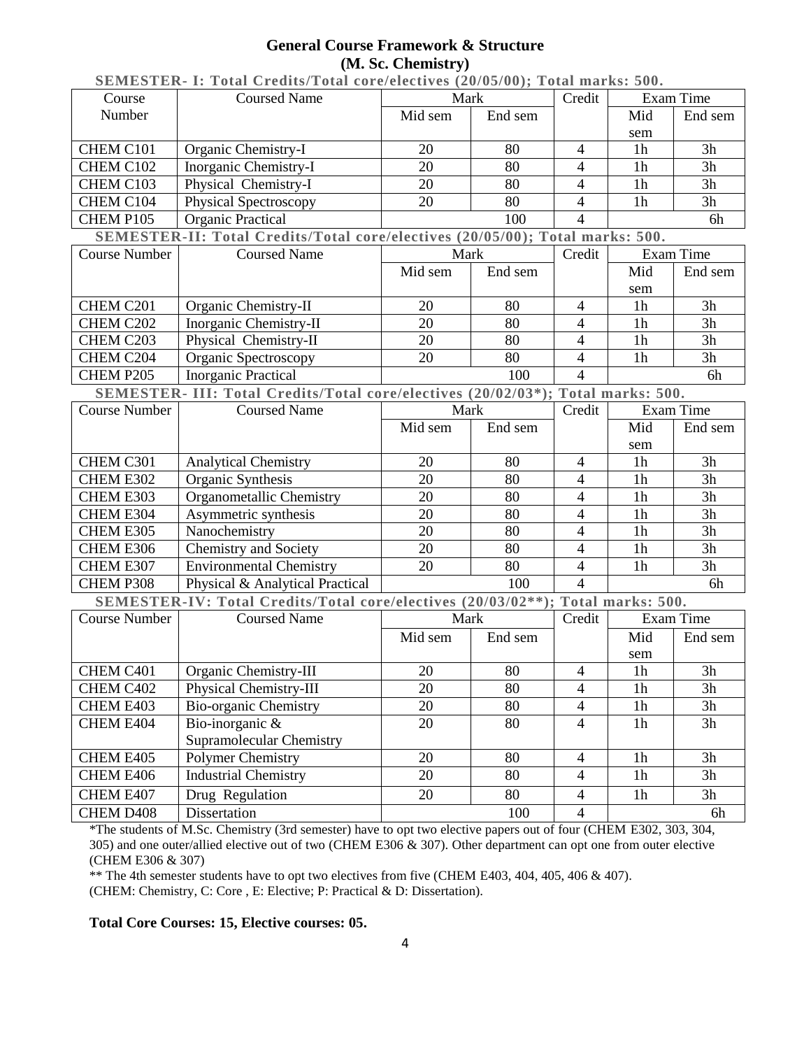**General Course Framework & Structure**
**(M. Sc. Chemistry)**

**SEMESTER- I: Total Credits/Total core/electives (20/05/00); Total marks: 500.**

| Course Number | Coursed Name | Mark | | Credit | Exam Time | |
|---|---|---|---|---|---|---|
| | | Mid sem | End sem | | Mid sem | End sem |
| CHEM C101 | Organic Chemistry-I | 20 | 80 | 4 | 1h | 3h |
| CHEM C102 | Inorganic Chemistry-I | 20 | 80 | 4 | 1h | 3h |
| CHEM C103 | Physical Chemistry-I | 20 | 80 | 4 | 1h | 3h |
| CHEM C104 | Physical Spectroscopy | 20 | 80 | 4 | 1h | 3h |
| CHEM P105 | Organic Practical | 100 | | 4 | 6h | |

**SEMESTER-II: Total Credits/Total core/electives (20/05/00); Total marks: 500.**

| Course Number | Coursed Name | Mark | | Credit | Exam Time | |
|---|---|---|---|---|---|---|
| | | Mid sem | End sem | | Mid sem | End sem |
| CHEM C201 | Organic Chemistry-II | 20 | 80 | 4 | 1h | 3h |
| CHEM C202 | Inorganic Chemistry-II | 20 | 80 | 4 | 1h | 3h |
| CHEM C203 | Physical Chemistry-II | 20 | 80 | 4 | 1h | 3h |
| CHEM C204 | Organic Spectroscopy | 20 | 80 | 4 | 1h | 3h |
| CHEM P205 | Inorganic Practical | 100 | | 4 | 6h | |

**SEMESTER- III: Total Credits/Total core/electives (20/02/03*); Total marks: 500.**

| Course Number | Coursed Name | Mark | | Credit | Exam Time | |
|---|---|---|---|---|---|---|
| | | Mid sem | End sem | | Mid sem | End sem |
| CHEM C301 | Analytical Chemistry | 20 | 80 | 4 | 1h | 3h |
| CHEM E302 | Organic Synthesis | 20 | 80 | 4 | 1h | 3h |
| CHEM E303 | Organometallic Chemistry | 20 | 80 | 4 | 1h | 3h |
| CHEM E304 | Asymmetric synthesis | 20 | 80 | 4 | 1h | 3h |
| CHEM E305 | Nanochemistry | 20 | 80 | 4 | 1h | 3h |
| CHEM E306 | Chemistry and Society | 20 | 80 | 4 | 1h | 3h |
| CHEM E307 | Environmental Chemistry | 20 | 80 | 4 | 1h | 3h |
| CHEM P308 | Physical & Analytical Practical | 100 | | 4 | 6h | |

**SEMESTER-IV: Total Credits/Total core/electives (20/03/02**); Total marks: 500.**

| Course Number | Coursed Name | Mark | | Credit | Exam Time | |
|---|---|---|---|---|---|---|
| | | Mid sem | End sem | | Mid sem | End sem |
| CHEM C401 | Organic Chemistry-III | 20 | 80 | 4 | 1h | 3h |
| CHEM C402 | Physical Chemistry-III | 20 | 80 | 4 | 1h | 3h |
| CHEM E403 | Bio-organic Chemistry | 20 | 80 | 4 | 1h | 3h |
| CHEM E404 | Bio-inorganic & Supramolecular Chemistry | 20 | 80 | 4 | 1h | 3h |
| CHEM E405 | Polymer Chemistry | 20 | 80 | 4 | 1h | 3h |
| CHEM E406 | Industrial Chemistry | 20 | 80 | 4 | 1h | 3h |
| CHEM E407 | Drug Regulation | 20 | 80 | 4 | 1h | 3h |
| CHEM D408 | Dissertation | 100 | | 4 | 6h | |

*The students of M.Sc. Chemistry (3rd semester) have to opt two elective papers out of four (CHEM E302, 303, 304, 305) and one outer/allied elective out of two (CHEM E306 & 307). Other department can opt one from outer elective (CHEM E306 & 307)

** The 4th semester students have to opt two electives from five (CHEM E403, 404, 405, 406 & 407).
(CHEM: Chemistry, C: Core , E: Elective; P: Practical & D: Dissertation).

**Total Core Courses: 15, Elective courses: 05.**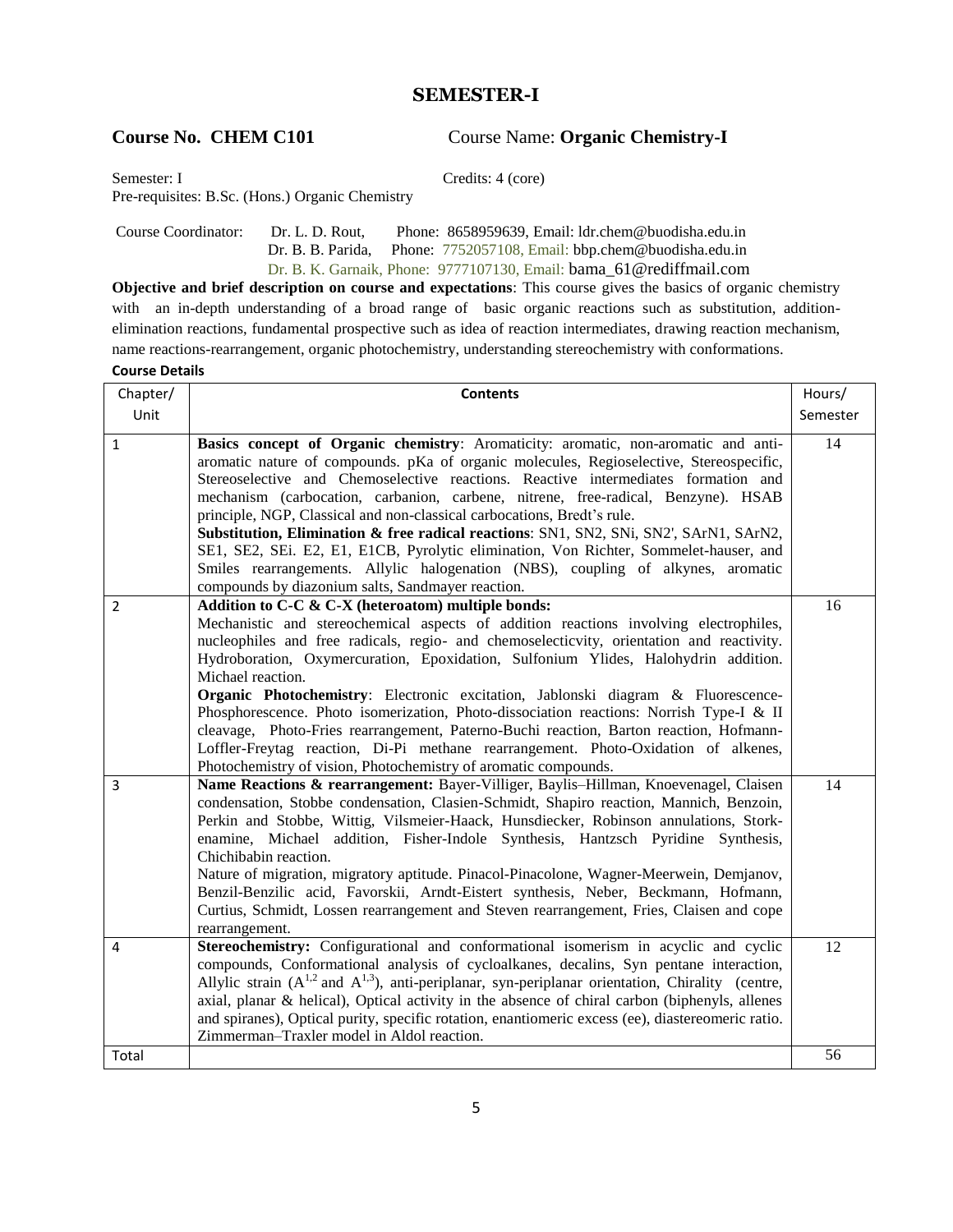## SEMESTER-I

**Course No. CHEM C101** Course Name: **Organic Chemistry-I**

Semester: I Credits: 4 (core)

Pre-requisites: B.Sc. (Hons.) Organic Chemistry

Course Coordinator: Dr. L. D. Rout, Phone: 8658959639, Email: ldr.chem@buodisha.edu.in
Dr. B. B. Parida, Phone: 7752057108, Email: bbp.chem@buodisha.edu.in
Dr. B. K. Garnaik, Phone: 9777107130, Email: bama_61@rediffmail.com

**Objective and brief description on course and expectations**: This course gives the basics of organic chemistry with an in-depth understanding of a broad range of basic organic reactions such as substitution, addition-elimination reactions, fundamental prospective such as idea of reaction intermediates, drawing reaction mechanism, name reactions-rearrangement, organic photochemistry, understanding stereochemistry with conformations.

**Course Details**

| Chapter/ Unit | Contents | Hours/ Semester |
|---|---|---|
| 1 | **Basics concept of Organic chemistry**: Aromaticity: aromatic, non-aromatic and anti-aromatic nature of compounds. pKa of organic molecules, Regioselective, Stereospecific, Stereoselective and Chemoselective reactions. Reactive intermediates formation and mechanism (carbocation, carbanion, carbene, nitrene, free-radical, Benzyne). HSAB principle, NGP, Classical and non-classical carbocations, Bredt's rule.<br>**Substitution, Elimination & free radical reactions**: SN1, SN2, SNi, SN2', SArN1, SArN2, SE1, SE2, SEi. E2, E1, E1CB, Pyrolytic elimination, Von Richter, Sommelet-hauser, and Smiles rearrangements. Allylic halogenation (NBS), coupling of alkynes, aromatic compounds by diazonium salts, Sandmayer reaction. | 14 |
| 2 | **Addition to C-C & C-X (heteroatom) multiple bonds:**<br>Mechanistic and stereochemical aspects of addition reactions involving electrophiles, nucleophiles and free radicals, regio- and chemoselecticvity, orientation and reactivity. Hydroboration, Oxymercuration, Epoxidation, Sulfonium Ylides, Halohydrin addition. Michael reaction.<br>**Organic Photochemistry**: Electronic excitation, Jablonski diagram & Fluorescence-Phosphorescence. Photo isomerization, Photo-dissociation reactions: Norrish Type-I & II cleavage, Photo-Fries rearrangement, Paterno-Buchi reaction, Barton reaction, Hofmann-Loffler-Freytag reaction, Di-Pi methane rearrangement. Photo-Oxidation of alkenes, Photochemistry of vision, Photochemistry of aromatic compounds. | 16 |
| 3 | **Name Reactions & rearrangement:** Bayer-Villiger, Baylis–Hillman, Knoevenagel, Claisen condensation, Stobbe condensation, Clasien-Schmidt, Shapiro reaction, Mannich, Benzoin, Perkin and Stobbe, Wittig, Vilsmeier-Haack, Hunsdiecker, Robinson annulations, Stork-enamine, Michael addition, Fisher-Indole Synthesis, Hantzsch Pyridine Synthesis, Chichibabin reaction.<br>Nature of migration, migratory aptitude. Pinacol-Pinacolone, Wagner-Meerwein, Demjanov, Benzil-Benzilic acid, Favorskii, Arndt-Eistert synthesis, Neber, Beckmann, Hofmann, Curtius, Schmidt, Lossen rearrangement and Steven rearrangement, Fries, Claisen and cope rearrangement. | 14 |
| 4 | **Stereochemistry:** Configurational and conformational isomerism in acyclic and cyclic compounds, Conformational analysis of cycloalkanes, decalins, Syn pentane interaction, Allylic strain ($A^{1,2}$ and $A^{1,3}$), anti-periplanar, syn-periplanar orientation, Chirality (centre, axial, planar & helical), Optical activity in the absence of chiral carbon (biphenyls, allenes and spiranes), Optical purity, specific rotation, enantiomeric excess (ee), diastereomeric ratio. Zimmerman–Traxler model in Aldol reaction. | 12 |
| Total | | 56 |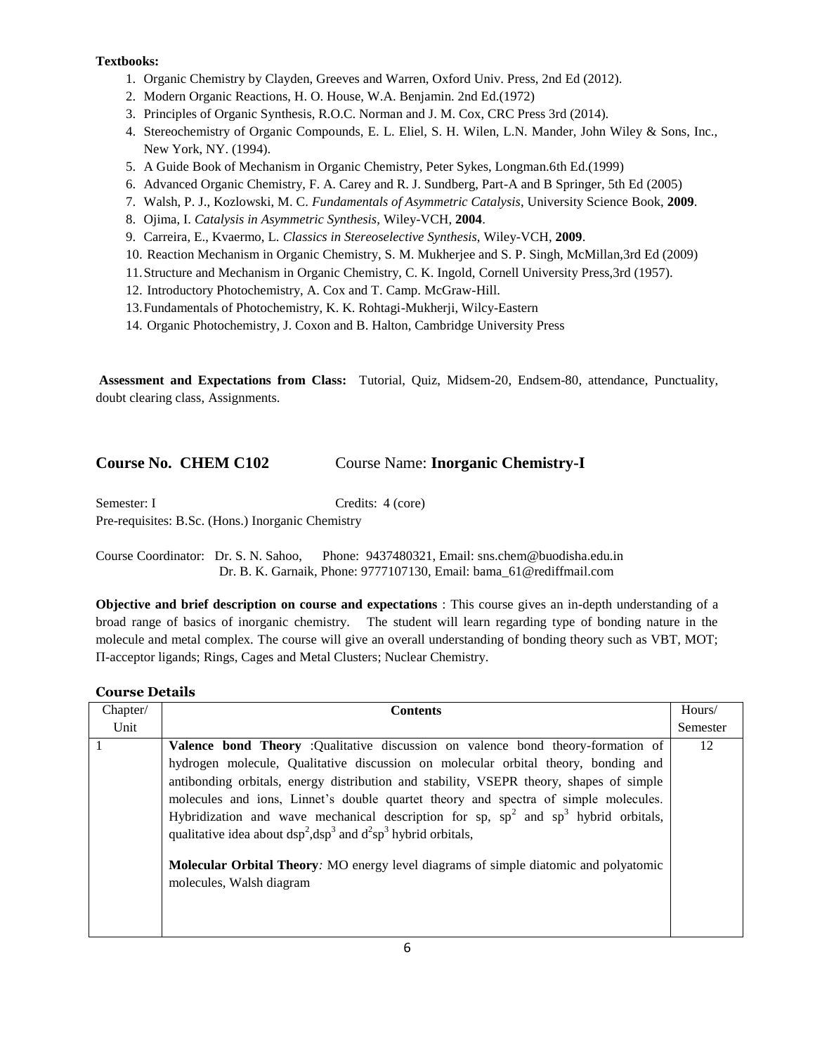**Textbooks:**

1. Organic Chemistry by Clayden, Greeves and Warren, Oxford Univ. Press, 2nd Ed (2012).
2. Modern Organic Reactions, H. O. House, W.A. Benjamin. 2nd Ed.(1972)
3. Principles of Organic Synthesis, R.O.C. Norman and J. M. Cox, CRC Press 3rd (2014).
4. Stereochemistry of Organic Compounds, E. L. Eliel, S. H. Wilen, L.N. Mander, John Wiley & Sons, Inc., New York, NY. (1994).
5. A Guide Book of Mechanism in Organic Chemistry, Peter Sykes, Longman.6th Ed.(1999)
6. Advanced Organic Chemistry, F. A. Carey and R. J. Sundberg, Part-A and B Springer, 5th Ed (2005)
7. Walsh, P. J., Kozlowski, M. C. *Fundamentals of Asymmetric Catalysis*, University Science Book, **2009**.
8. Ojima, I. *Catalysis in Asymmetric Synthesis*, Wiley-VCH, **2004**.
9. Carreira, E., Kvaermo, L. *Classics in Stereoselective Synthesis*, Wiley-VCH, **2009**.
10. Reaction Mechanism in Organic Chemistry, S. M. Mukherjee and S. P. Singh, McMillan,3rd Ed (2009)
11. Structure and Mechanism in Organic Chemistry, C. K. Ingold, Cornell University Press,3rd (1957).
12. Introductory Photochemistry, A. Cox and T. Camp. McGraw-Hill.
13. Fundamentals of Photochemistry, K. K. Rohtagi-Mukherji, Wilcy-Eastern
14. Organic Photochemistry, J. Coxon and B. Halton, Cambridge University Press

**Assessment and Expectations from Class:** Tutorial, Quiz, Midsem-20, Endsem-80, attendance, Punctuality, doubt clearing class, Assignments.

## Course No. CHEM C102 &nbsp;&nbsp;&nbsp;&nbsp; Course Name: **Inorganic Chemistry-I**

Semester: I &nbsp;&nbsp;&nbsp;&nbsp; Credits: 4 (core)

Pre-requisites: B.Sc. (Hons.) Inorganic Chemistry

Course Coordinator: Dr. S. N. Sahoo, Phone: 9437480321, Email: sns.chem@buodisha.edu.in
Dr. B. K. Garnaik, Phone: 9777107130, Email: bama_61@rediffmail.com

**Objective and brief description on course and expectations** : This course gives an in-depth understanding of a broad range of basics of inorganic chemistry. The student will learn regarding type of bonding nature in the molecule and metal complex. The course will give an overall understanding of bonding theory such as VBT, MOT; Π-acceptor ligands; Rings, Cages and Metal Clusters; Nuclear Chemistry.

### Course Details

| Chapter/ Unit | Contents | Hours/ Semester |
|---|---|---|
| 1 | **Valence bond Theory** :Qualitative discussion on valence bond theory-formation of hydrogen molecule, Qualitative discussion on molecular orbital theory, bonding and antibonding orbitals, energy distribution and stability, VSEPR theory, shapes of simple molecules and ions, Linnet's double quartet theory and spectra of simple molecules. Hybridization and wave mechanical description for sp, $sp^2$ and $sp^3$ hybrid orbitals, qualitative idea about $dsp^2$,$dsp^3$ and $d^2sp^3$ hybrid orbitals,<br><br>**Molecular Orbital Theory***:* MO energy level diagrams of simple diatomic and polyatomic molecules, Walsh diagram | 12 |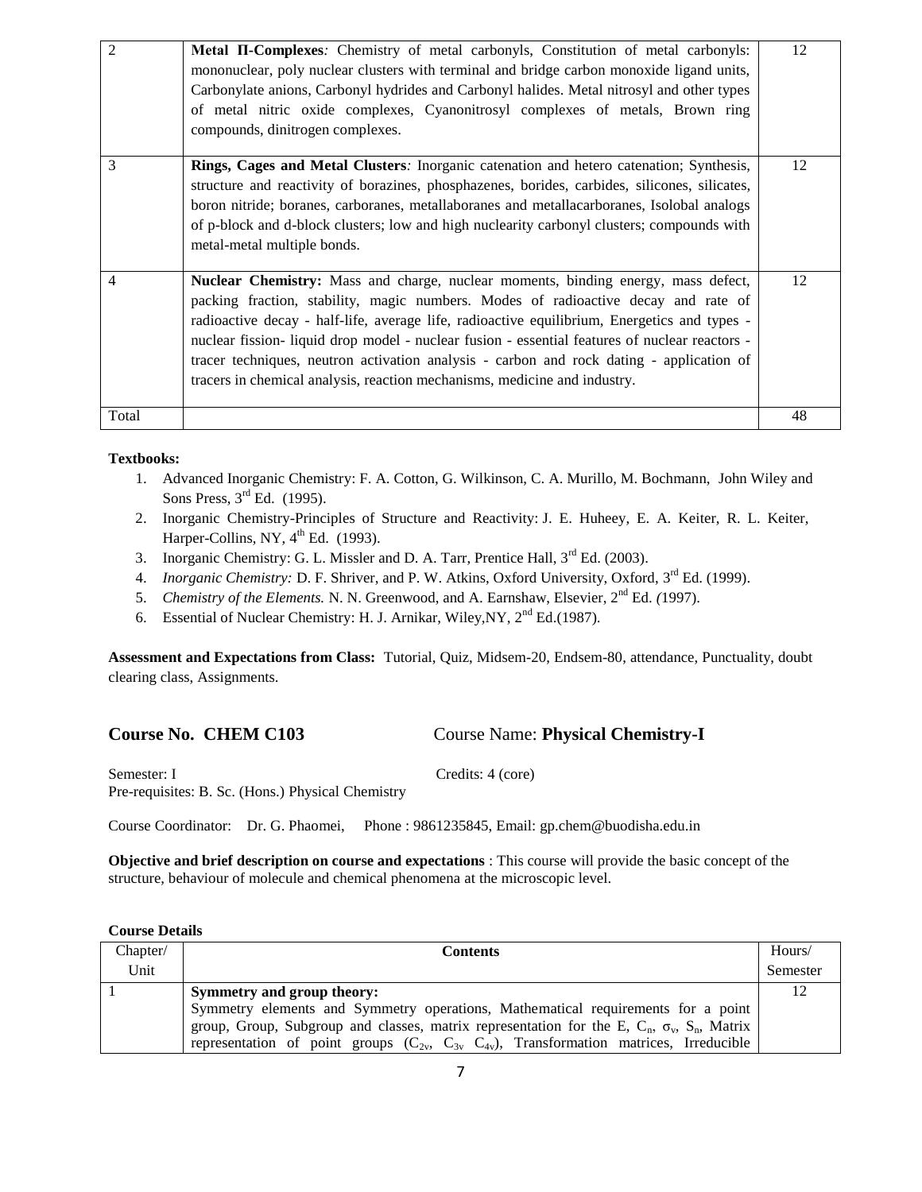| 2 | **Metal Π-Complexes***:* Chemistry of metal carbonyls, Constitution of metal carbonyls: mononuclear, poly nuclear clusters with terminal and bridge carbon monoxide ligand units, Carbonylate anions, Carbonyl hydrides and Carbonyl halides. Metal nitrosyl and other types of metal nitric oxide complexes, Cyanonitrosyl complexes of metals, Brown ring compounds, dinitrogen complexes. | 12 |
|---|---|---|
| 3 | **Rings, Cages and Metal Clusters***:* Inorganic catenation and hetero catenation; Synthesis, structure and reactivity of borazines, phosphazenes, borides, carbides, silicones, silicates, boron nitride; boranes, carboranes, metallaboranes and metallacarboranes, Isolobal analogs of p-block and d-block clusters; low and high nuclearity carbonyl clusters; compounds with metal-metal multiple bonds. | 12 |
| 4 | **Nuclear Chemistry:** Mass and charge, nuclear moments, binding energy, mass defect, packing fraction, stability, magic numbers. Modes of radioactive decay and rate of radioactive decay - half-life, average life, radioactive equilibrium, Energetics and types - nuclear fission- liquid drop model - nuclear fusion - essential features of nuclear reactors - tracer techniques, neutron activation analysis - carbon and rock dating - application of tracers in chemical analysis, reaction mechanisms, medicine and industry. | 12 |
| Total | | 48 |

**Textbooks:**

1. Advanced Inorganic Chemistry: F. A. Cotton, G. Wilkinson, C. A. Murillo, M. Bochmann, John Wiley and Sons Press, 3rd Ed. (1995).
2. Inorganic Chemistry-Principles of Structure and Reactivity: J. E. Huheey, E. A. Keiter, R. L. Keiter, Harper-Collins, NY, 4th Ed. (1993).
3. Inorganic Chemistry: G. L. Missler and D. A. Tarr, Prentice Hall, 3rd Ed. (2003).
4. *Inorganic Chemistry:* D. F. Shriver, and P. W. Atkins, Oxford University, Oxford, 3rd Ed. (1999).
5. *Chemistry of the Elements.* N. N. Greenwood, and A. Earnshaw, Elsevier, 2nd Ed. *(*1997).
6. Essential of Nuclear Chemistry: H. J. Arnikar, Wiley,NY, 2nd Ed.(1987).

**Assessment and Expectations from Class:** Tutorial, Quiz, Midsem-20, Endsem-80, attendance, Punctuality, doubt clearing class, Assignments.

## Course No. CHEM C103 Course Name: **Physical Chemistry-I**

Semester: I Credits: 4 (core)

Pre-requisites: B. Sc. (Hons.) Physical Chemistry

Course Coordinator: Dr. G. Phaomei, Phone : 9861235845, Email: gp.chem@buodisha.edu.in

**Objective and brief description on course and expectations** : This course will provide the basic concept of the structure, behaviour of molecule and chemical phenomena at the microscopic level.

**Course Details**

| Chapter/ Unit | **Contents** | Hours/ Semester |
|---|---|---|
| 1 | **Symmetry and group theory:** Symmetry elements and Symmetry operations, Mathematical requirements for a point group, Group, Subgroup and classes, matrix representation for the E, $C_n$, $\sigma_v$, $S_n$, Matrix representation of point groups ($C_{2v}$, $C_{3v}$ $C_{4v}$), Transformation matrices, Irreducible | 12 |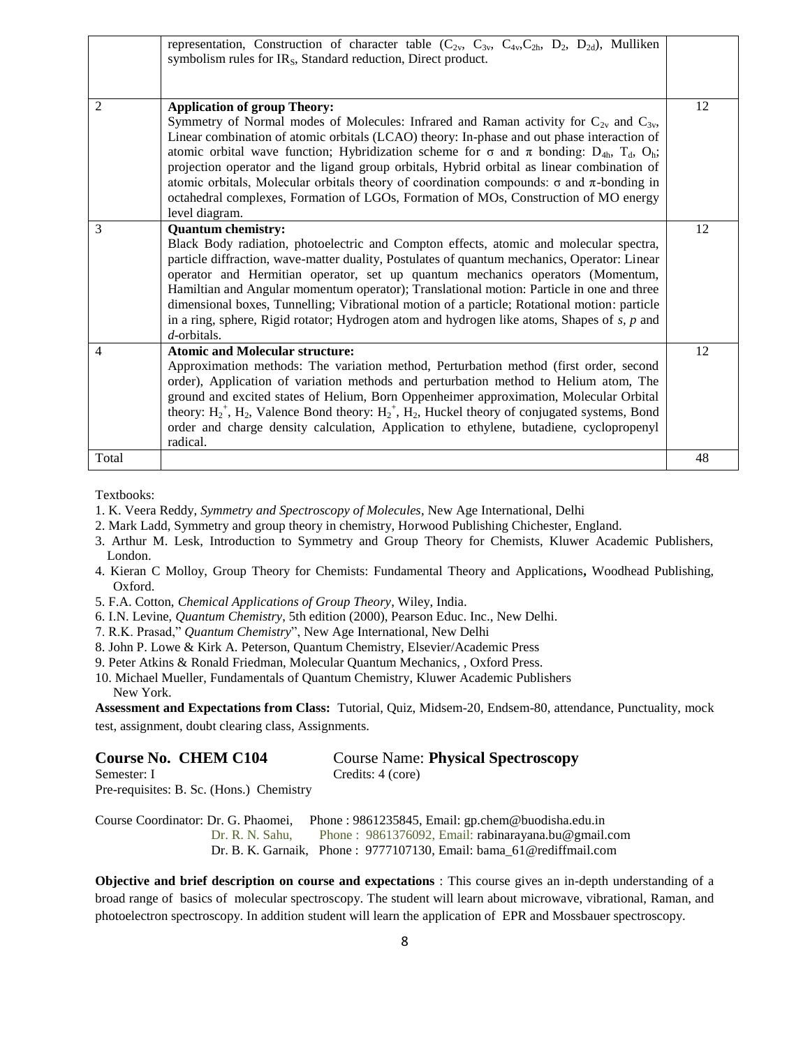|  | representation, Construction of character table ($C_{2v}$, $C_{3v}$, $C_{4v}$,$C_{2h}$, $D_2$, $D_{2d}$), Mulliken symbolism rules for $IR_S$, Standard reduction, Direct product. |  |
|---|---|---|
| 2 | **Application of group Theory:** Symmetry of Normal modes of Molecules: Infrared and Raman activity for $C_{2v}$ and $C_{3v}$, Linear combination of atomic orbitals (LCAO) theory: In-phase and out phase interaction of atomic orbital wave function; Hybridization scheme for σ and π bonding: $D_{4h}$, $T_d$, $O_h$; projection operator and the ligand group orbitals, Hybrid orbital as linear combination of atomic orbitals, Molecular orbitals theory of coordination compounds: σ and π-bonding in octahedral complexes, Formation of LGOs, Formation of MOs, Construction of MO energy level diagram. | 12 |
| 3 | **Quantum chemistry:** Black Body radiation, photoelectric and Compton effects, atomic and molecular spectra, particle diffraction, wave-matter duality, Postulates of quantum mechanics, Operator: Linear operator and Hermitian operator, set up quantum mechanics operators (Momentum, Hamiltian and Angular momentum operator); Translational motion: Particle in one and three dimensional boxes, Tunnelling; Vibrational motion of a particle; Rotational motion: particle in a ring, sphere, Rigid rotator; Hydrogen atom and hydrogen like atoms, Shapes of *s*, *p* and *d*-orbitals. | 12 |
| 4 | **Atomic and Molecular structure:** Approximation methods: The variation method, Perturbation method (first order, second order), Application of variation methods and perturbation method to Helium atom, The ground and excited states of Helium, Born Oppenheimer approximation, Molecular Orbital theory: $H_2^+$, $H_2$, Valence Bond theory: $H_2^+$, $H_2$, Huckel theory of conjugated systems, Bond order and charge density calculation, Application to ethylene, butadiene, cyclopropenyl radical. | 12 |
| Total |  | 48 |

Textbooks:

1. K. Veera Reddy, *Symmetry and Spectroscopy of Molecules*, New Age International, Delhi
2. Mark Ladd, Symmetry and group theory in chemistry, Horwood Publishing Chichester, England.
3. Arthur M. Lesk, Introduction to Symmetry and Group Theory for Chemists, Kluwer Academic Publishers, London.
4. Kieran C Molloy, Group Theory for Chemists: Fundamental Theory and Applications**,** Woodhead Publishing, Oxford.
5. F.A. Cotton, *Chemical Applications of Group Theory*, Wiley, India.
6. I.N. Levine, *Quantum Chemistry*, 5th edition (2000), Pearson Educ. Inc., New Delhi.
7. R.K. Prasad," *Quantum Chemistry*", New Age International, New Delhi
8. John P. Lowe & Kirk A. Peterson, Quantum Chemistry, Elsevier/Academic Press
9. Peter Atkins & Ronald Friedman, Molecular Quantum Mechanics, , Oxford Press.
10. Michael Mueller, Fundamentals of Quantum Chemistry, Kluwer Academic Publishers New York.

**Assessment and Expectations from Class:** Tutorial, Quiz, Midsem-20, Endsem-80, attendance, Punctuality, mock test, assignment, doubt clearing class, Assignments.

## Course No. CHEM C104 — Course Name: **Physical Spectroscopy**

Semester: I — Credits: 4 (core)

Pre-requisites: B. Sc. (Hons.) Chemistry

Course Coordinator: Dr. G. Phaomei, Phone : 9861235845, Email: gp.chem@buodisha.edu.in
Dr. R. N. Sahu, Phone : 9861376092, Email: rabinarayana.bu@gmail.com
Dr. B. K. Garnaik, Phone : 9777107130, Email: bama_61@rediffmail.com

**Objective and brief description on course and expectations** : This course gives an in-depth understanding of a broad range of basics of molecular spectroscopy. The student will learn about microwave, vibrational, Raman, and photoelectron spectroscopy. In addition student will learn the application of EPR and Mossbauer spectroscopy.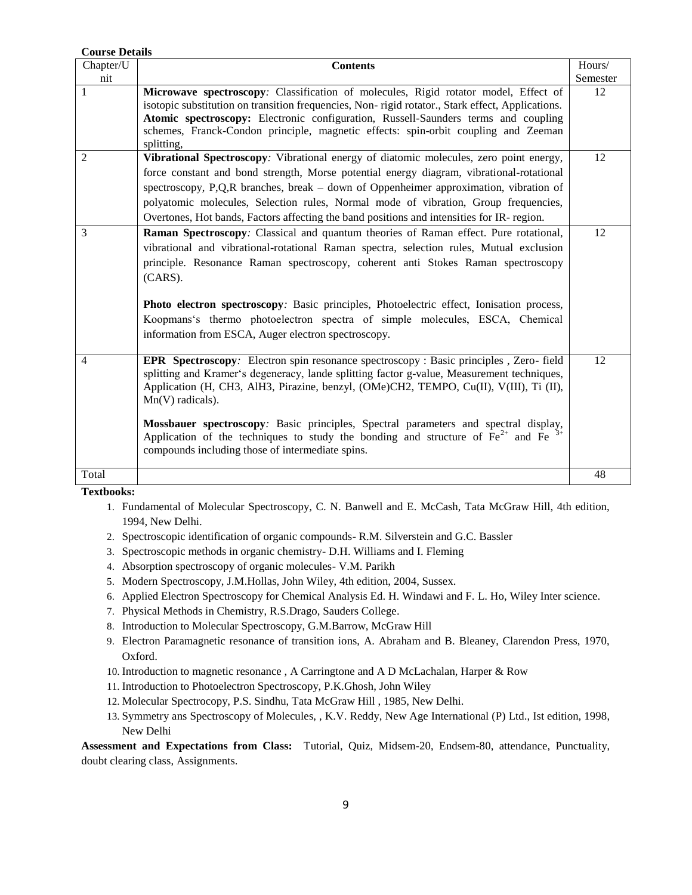**Course Details**

| Chapter/Unit | Contents | Hours/ Semester |
|---|---|---|
| 1 | **Microwave spectroscopy**: Classification of molecules, Rigid rotator model, Effect of isotopic substitution on transition frequencies, Non- rigid rotator., Stark effect, Applications. **Atomic spectroscopy:** Electronic configuration, Russell-Saunders terms and coupling schemes, Franck-Condon principle, magnetic effects: spin-orbit coupling and Zeeman splitting, | 12 |
| 2 | **Vibrational Spectroscopy**: Vibrational energy of diatomic molecules, zero point energy, force constant and bond strength, Morse potential energy diagram, vibrational-rotational spectroscopy, P,Q,R branches, break – down of Oppenheimer approximation, vibration of polyatomic molecules, Selection rules, Normal mode of vibration, Group frequencies, Overtones, Hot bands, Factors affecting the band positions and intensities for IR- region. | 12 |
| 3 | **Raman Spectroscopy**: Classical and quantum theories of Raman effect. Pure rotational, vibrational and vibrational-rotational Raman spectra, selection rules, Mutual exclusion principle. Resonance Raman spectroscopy, coherent anti Stokes Raman spectroscopy (CARS). **Photo electron spectroscopy**: Basic principles, Photoelectric effect, Ionisation process, Koopmans's thermo photoelectron spectra of simple molecules, ESCA, Chemical information from ESCA, Auger electron spectroscopy. | 12 |
| 4 | **EPR Spectroscopy**: Electron spin resonance spectroscopy : Basic principles , Zero- field splitting and Kramer's degeneracy, lande splitting factor g-value, Measurement techniques, Application (H, CH3, AlH3, Pirazine, benzyl, (OMe)CH2, TEMPO, Cu(II), V(III), Ti (II), Mn(V) radicals). **Mossbauer spectroscopy**: Basic principles, Spectral parameters and spectral display, Application of the techniques to study the bonding and structure of $Fe^{2+}$ and $Fe^{3+}$ compounds including those of intermediate spins. | 12 |
| Total | | 48 |

**Textbooks:**

1. Fundamental of Molecular Spectroscopy, C. N. Banwell and E. McCash, Tata McGraw Hill, 4th edition, 1994, New Delhi.
2. Spectroscopic identification of organic compounds- R.M. Silverstein and G.C. Bassler
3. Spectroscopic methods in organic chemistry- D.H. Williams and I. Fleming
4. Absorption spectroscopy of organic molecules- V.M. Parikh
5. Modern Spectroscopy, J.M.Hollas, John Wiley, 4th edition, 2004, Sussex.
6. Applied Electron Spectroscopy for Chemical Analysis Ed. H. Windawi and F. L. Ho, Wiley Inter science.
7. Physical Methods in Chemistry, R.S.Drago, Sauders College.
8. Introduction to Molecular Spectroscopy, G.M.Barrow, McGraw Hill
9. Electron Paramagnetic resonance of transition ions, A. Abraham and B. Bleaney, Clarendon Press, 1970, Oxford.
10. Introduction to magnetic resonance , A Carringtone and A D McLachalan, Harper & Row
11. Introduction to Photoelectron Spectroscopy, P.K.Ghosh, John Wiley
12. Molecular Spectrocopy, P.S. Sindhu, Tata McGraw Hill , 1985, New Delhi.
13. Symmetry ans Spectroscopy of Molecules, , K.V. Reddy, New Age International (P) Ltd., Ist edition, 1998, New Delhi

**Assessment and Expectations from Class:** Tutorial, Quiz, Midsem-20, Endsem-80, attendance, Punctuality, doubt clearing class, Assignments.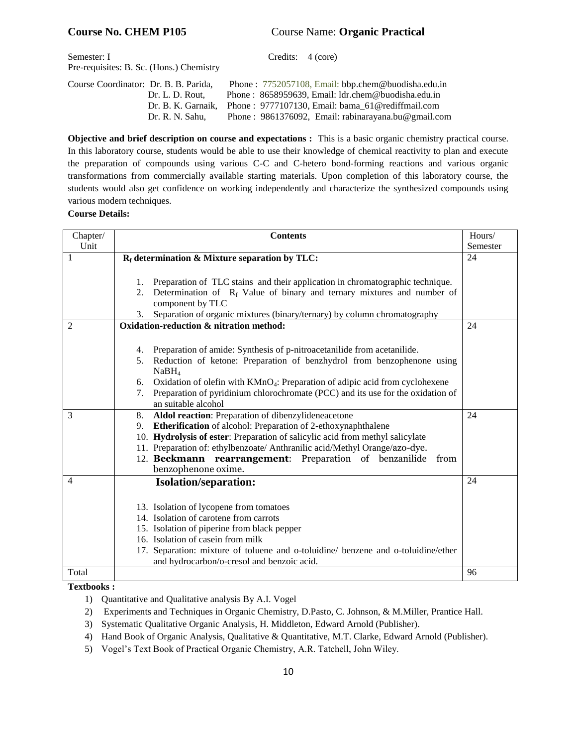**Course No. CHEM P105** Course Name: **Organic Practical**

Semester: I Credits: 4 (core)

Pre-requisites: B. Sc. (Hons.) Chemistry

Course Coordinator: Dr. B. B. Parida, Phone : 7752057108, Email: bbp.chem@buodisha.edu.in
Dr. L. D. Rout, Phone : 8658959639, Email: ldr.chem@buodisha.edu.in
Dr. B. K. Garnaik, Phone : 9777107130, Email: bama_61@rediffmail.com
Dr. R. N. Sahu, Phone : 9861376092, Email: rabinarayana.bu@gmail.com

**Objective and brief description on course and expectations :** This is a basic organic chemistry practical course. In this laboratory course, students would be able to use their knowledge of chemical reactivity to plan and execute the preparation of compounds using various C-C and C-hetero bond-forming reactions and various organic transformations from commercially available starting materials. Upon completion of this laboratory course, the students would also get confidence on working independently and characterize the synthesized compounds using various modern techniques.

**Course Details:**

| Chapter/ Unit | Contents | Hours/ Semester |
|---|---|---|
| 1 | **$R_f$ determination & Mixture separation by TLC:**<br><br>1. Preparation of TLC stains and their application in chromatographic technique.<br>2. Determination of $R_f$ Value of binary and ternary mixtures and number of component by TLC<br>3. Separation of organic mixtures (binary/ternary) by column chromatography | 24 |
| 2 | **Oxidation-reduction & nitration method:**<br><br>4. Preparation of amide: Synthesis of p-nitroacetanilide from acetanilide.<br>5. Reduction of ketone: Preparation of benzhydrol from benzophenone using $NaBH_4$<br>6. Oxidation of olefin with $KMnO_4$: Preparation of adipic acid from cyclohexene<br>7. Preparation of pyridinium chlorochromate (PCC) and its use for the oxidation of an suitable alcohol | 24 |
| 3 | 8. **Aldol reaction**: Preparation of dibenzylideneacetone<br>9. **Etherification** of alcohol: Preparation of 2-ethoxynaphthalene<br>10. **Hydrolysis of ester**: Preparation of salicylic acid from methyl salicylate<br>11. Preparation of: ethylbenzoate/ Anthranilic acid/Methyl Orange/azo-dye.<br>12. **Beckmann rearrangement**: Preparation of benzanilide from benzophenone oxime. | 24 |
| 4 | **Isolation/separation:**<br><br>13. Isolation of lycopene from tomatoes<br>14. Isolation of carotene from carrots<br>15. Isolation of piperine from black pepper<br>16. Isolation of casein from milk<br>17. Separation: mixture of toluene and o-toluidine/ benzene and o-toluidine/ether and hydrocarbon/o-cresol and benzoic acid. | 24 |
| Total | | 96 |

**Textbooks :**

1) Quantitative and Qualitative analysis By A.I. Vogel
2) Experiments and Techniques in Organic Chemistry, D.Pasto, C. Johnson, & M.Miller, Prantice Hall.
3) Systematic Qualitative Organic Analysis, H. Middleton, Edward Arnold (Publisher).
4) Hand Book of Organic Analysis, Qualitative & Quantitative, M.T. Clarke, Edward Arnold (Publisher).
5) Vogel's Text Book of Practical Organic Chemistry, A.R. Tatchell, John Wiley.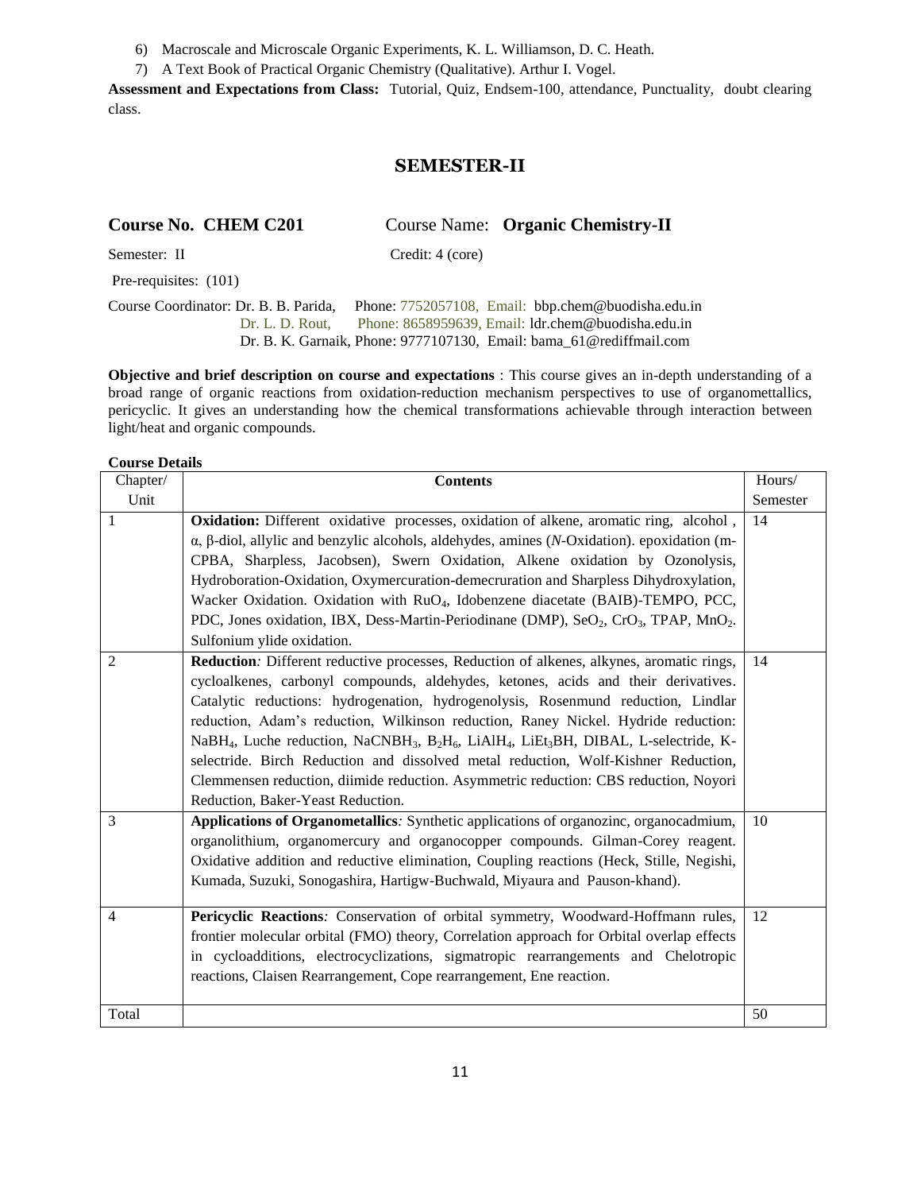6) Macroscale and Microscale Organic Experiments, K. L. Williamson, D. C. Heath.
7) A Text Book of Practical Organic Chemistry (Qualitative). Arthur I. Vogel.

**Assessment and Expectations from Class:** Tutorial, Quiz, Endsem-100, attendance, Punctuality, doubt clearing class.

## SEMESTER-II

**Course No. CHEM C201** Course Name: **Organic Chemistry-II**

Semester: II Credit: 4 (core)

Pre-requisites: (101)

Course Coordinator: Dr. B. B. Parida, Phone: 7752057108, Email: bbp.chem@buodisha.edu.in
Dr. L. D. Rout, Phone: 8658959639, Email: ldr.chem@buodisha.edu.in
Dr. B. K. Garnaik, Phone: 9777107130, Email: bama_61@rediffmail.com

**Objective and brief description on course and expectations** : This course gives an in-depth understanding of a broad range of organic reactions from oxidation-reduction mechanism perspectives to use of organomettallics, pericyclic. It gives an understanding how the chemical transformations achievable through interaction between light/heat and organic compounds.

**Course Details**

| Chapter/ Unit | Contents | Hours/ Semester |
|---|---|---|
| 1 | **Oxidation:** Different oxidative processes, oxidation of alkene, aromatic ring, alcohol , α, β-diol, allylic and benzylic alcohols, aldehydes, amines (*N*-Oxidation). epoxidation (m-CPBA, Sharpless, Jacobsen), Swern Oxidation, Alkene oxidation by Ozonolysis, Hydroboration-Oxidation, Oxymercuration-demecruration and Sharpless Dihydroxylation, Wacker Oxidation. Oxidation with $RuO_4$, Idobenzene diacetate (BAIB)-TEMPO, PCC, PDC, Jones oxidation, IBX, Dess-Martin-Periodinane (DMP), $SeO_2$, $CrO_3$, TPAP, $MnO_2$. Sulfonium ylide oxidation. | 14 |
| 2 | **Reduction***:* Different reductive processes, Reduction of alkenes, alkynes, aromatic rings, cycloalkenes, carbonyl compounds, aldehydes, ketones, acids and their derivatives. Catalytic reductions: hydrogenation, hydrogenolysis, Rosenmund reduction, Lindlar reduction, Adam's reduction, Wilkinson reduction, Raney Nickel. Hydride reduction: $NaBH_4$, Luche reduction, $NaCNBH_3$, $B_2H_6$, $LiAlH_4$, $LiEt_3BH$, DIBAL, L-selectride, K-selectride. Birch Reduction and dissolved metal reduction, Wolf-Kishner Reduction, Clemmensen reduction, diimide reduction. Asymmetric reduction: CBS reduction, Noyori Reduction, Baker-Yeast Reduction. | 14 |
| 3 | **Applications of Organometallics***:* Synthetic applications of organozinc, organocadmium, organolithium, organomercury and organocopper compounds. Gilman-Corey reagent. Oxidative addition and reductive elimination, Coupling reactions (Heck, Stille, Negishi, Kumada, Suzuki, Sonogashira, Hartigw-Buchwald, Miyaura and Pauson-khand). | 10 |
| 4 | **Pericyclic Reactions***:* Conservation of orbital symmetry, Woodward-Hoffmann rules, frontier molecular orbital (FMO) theory, Correlation approach for Orbital overlap effects in cycloadditions, electrocyclizations, sigmatropic rearrangements and Chelotropic reactions, Claisen Rearrangement, Cope rearrangement, Ene reaction. | 12 |
| Total | | 50 |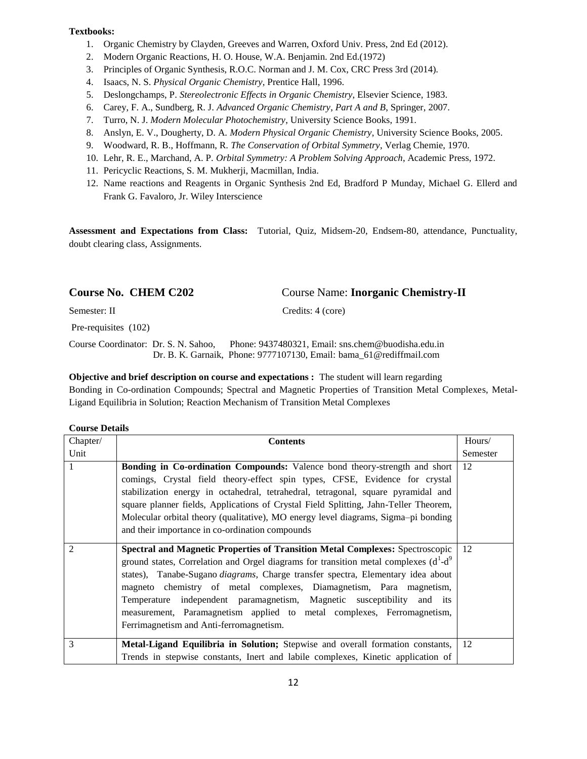**Textbooks:**

1. Organic Chemistry by Clayden, Greeves and Warren, Oxford Univ. Press, 2nd Ed (2012).
2. Modern Organic Reactions, H. O. House, W.A. Benjamin. 2nd Ed.(1972)
3. Principles of Organic Synthesis, R.O.C. Norman and J. M. Cox, CRC Press 3rd (2014).
4. Isaacs, N. S. *Physical Organic Chemistry*, Prentice Hall, 1996.
5. Deslongchamps, P. *Stereolectronic Effects in Organic Chemistry*, Elsevier Science, 1983.
6. Carey, F. A., Sundberg, R. J. *Advanced Organic Chemistry, Part A and B*, Springer, 2007.
7. Turro, N. J. *Modern Molecular Photochemistry*, University Science Books, 1991.
8. Anslyn, E. V., Dougherty, D. A. *Modern Physical Organic Chemistry*, University Science Books, 2005.
9. Woodward, R. B., Hoffmann, R. *The Conservation of Orbital Symmetry*, Verlag Chemie, 1970.
10. Lehr, R. E., Marchand, A. P. *Orbital Symmetry: A Problem Solving Approach*, Academic Press, 1972.
11. Pericyclic Reactions, S. M. Mukherji, Macmillan, India.
12. Name reactions and Reagents in Organic Synthesis 2nd Ed, Bradford P Munday, Michael G. Ellerd and Frank G. Favaloro, Jr. Wiley Interscience

**Assessment and Expectations from Class:** Tutorial, Quiz, Midsem-20, Endsem-80, attendance, Punctuality, doubt clearing class, Assignments.

## Course No. CHEM C202 Course Name: **Inorganic Chemistry-II**

Semester: II Credits: 4 (core)

Pre-requisites (102)

Course Coordinator: Dr. S. N. Sahoo, Phone: 9437480321, Email: sns.chem@buodisha.edu.in
Dr. B. K. Garnaik, Phone: 9777107130, Email: bama_61@rediffmail.com

**Objective and brief description on course and expectations :** The student will learn regarding Bonding in Co-ordination Compounds; Spectral and Magnetic Properties of Transition Metal Complexes, Metal-Ligand Equilibria in Solution; Reaction Mechanism of Transition Metal Complexes

**Course Details**

| Chapter/ Unit | Contents | Hours/ Semester |
|---|---|---|
| 1 | **Bonding in Co-ordination Compounds:** Valence bond theory-strength and short comings, Crystal field theory-effect spin types, CFSE, Evidence for crystal stabilization energy in octahedral, tetrahedral, tetragonal, square pyramidal and square planner fields, Applications of Crystal Field Splitting, Jahn-Teller Theorem, Molecular orbital theory (qualitative), MO energy level diagrams, Sigma–pi bonding and their importance in co-ordination compounds | 12 |
| 2 | **Spectral and Magnetic Properties of Transition Metal Complexes:** Spectroscopic ground states, Correlation and Orgel diagrams for transition metal complexes ($d^1$-$d^9$ states), Tanabe-Sugano *diagrams*, Charge transfer spectra, Elementary idea about magneto chemistry of metal complexes, Diamagnetism, Para magnetism, Temperature independent paramagnetism, Magnetic susceptibility and its measurement, Paramagnetism applied to metal complexes, Ferromagnetism, Ferrimagnetism and Anti-ferromagnetism. | 12 |
| 3 | **Metal-Ligand Equilibria in Solution;** Stepwise and overall formation constants, Trends in stepwise constants, Inert and labile complexes, Kinetic application of | 12 |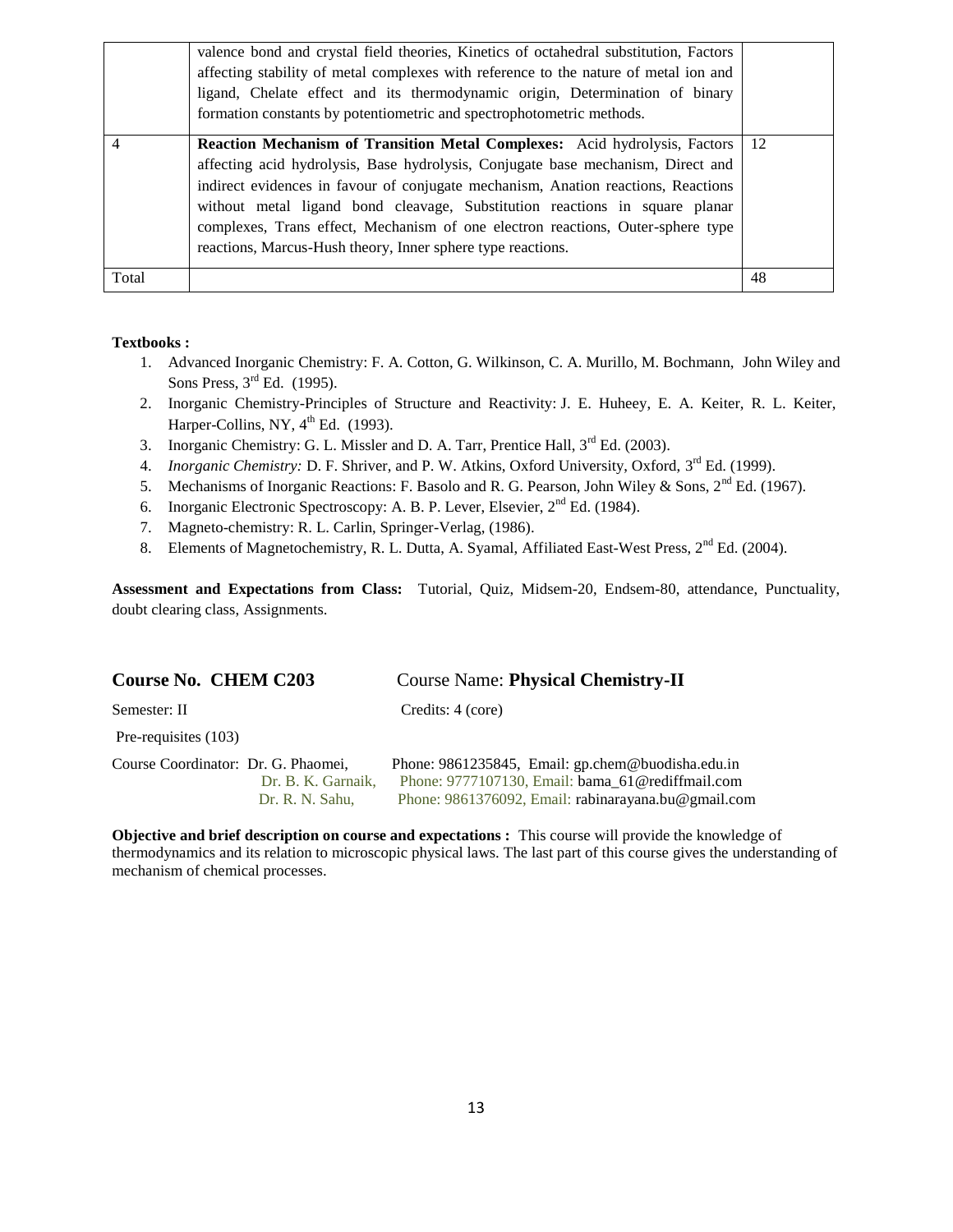|  |  |  |
|---|---|---|
|  | valence bond and crystal field theories, Kinetics of octahedral substitution, Factors affecting stability of metal complexes with reference to the nature of metal ion and ligand, Chelate effect and its thermodynamic origin, Determination of binary formation constants by potentiometric and spectrophotometric methods. |  |
| 4 | **Reaction Mechanism of Transition Metal Complexes:** Acid hydrolysis, Factors affecting acid hydrolysis, Base hydrolysis, Conjugate base mechanism, Direct and indirect evidences in favour of conjugate mechanism, Anation reactions, Reactions without metal ligand bond cleavage, Substitution reactions in square planar complexes, Trans effect, Mechanism of one electron reactions, Outer-sphere type reactions, Marcus-Hush theory, Inner sphere type reactions. | 12 |
| Total |  | 48 |

**Textbooks :**

1. Advanced Inorganic Chemistry: F. A. Cotton, G. Wilkinson, C. A. Murillo, M. Bochmann, John Wiley and Sons Press, 3rd Ed. (1995).
2. Inorganic Chemistry-Principles of Structure and Reactivity: J. E. Huheey, E. A. Keiter, R. L. Keiter, Harper-Collins, NY, 4th Ed. (1993).
3. Inorganic Chemistry: G. L. Missler and D. A. Tarr, Prentice Hall, 3rd Ed. (2003).
4. *Inorganic Chemistry:* D. F. Shriver, and P. W. Atkins, Oxford University, Oxford, 3rd Ed. (1999).
5. Mechanisms of Inorganic Reactions: F. Basolo and R. G. Pearson, John Wiley & Sons, 2nd Ed. (1967).
6. Inorganic Electronic Spectroscopy: A. B. P. Lever, Elsevier, 2nd Ed. (1984).
7. Magneto-chemistry: R. L. Carlin, Springer-Verlag, (1986).
8. Elements of Magnetochemistry, R. L. Dutta, A. Syamal, Affiliated East-West Press, 2nd Ed. (2004).

**Assessment and Expectations from Class:** Tutorial, Quiz, Midsem-20, Endsem-80, attendance, Punctuality, doubt clearing class, Assignments.

## Course No. CHEM C203 — Course Name: **Physical Chemistry-II**

Semester: II — Credits: 4 (core)

Pre-requisites (103)

Course Coordinator: Dr. G. Phaomei, Phone: 9861235845, Email: gp.chem@buodisha.edu.in
Dr. B. K. Garnaik, Phone: 9777107130, Email: bama_61@rediffmail.com
Dr. R. N. Sahu, Phone: 9861376092, Email: rabinarayana.bu@gmail.com

**Objective and brief description on course and expectations :** This course will provide the knowledge of thermodynamics and its relation to microscopic physical laws. The last part of this course gives the understanding of mechanism of chemical processes.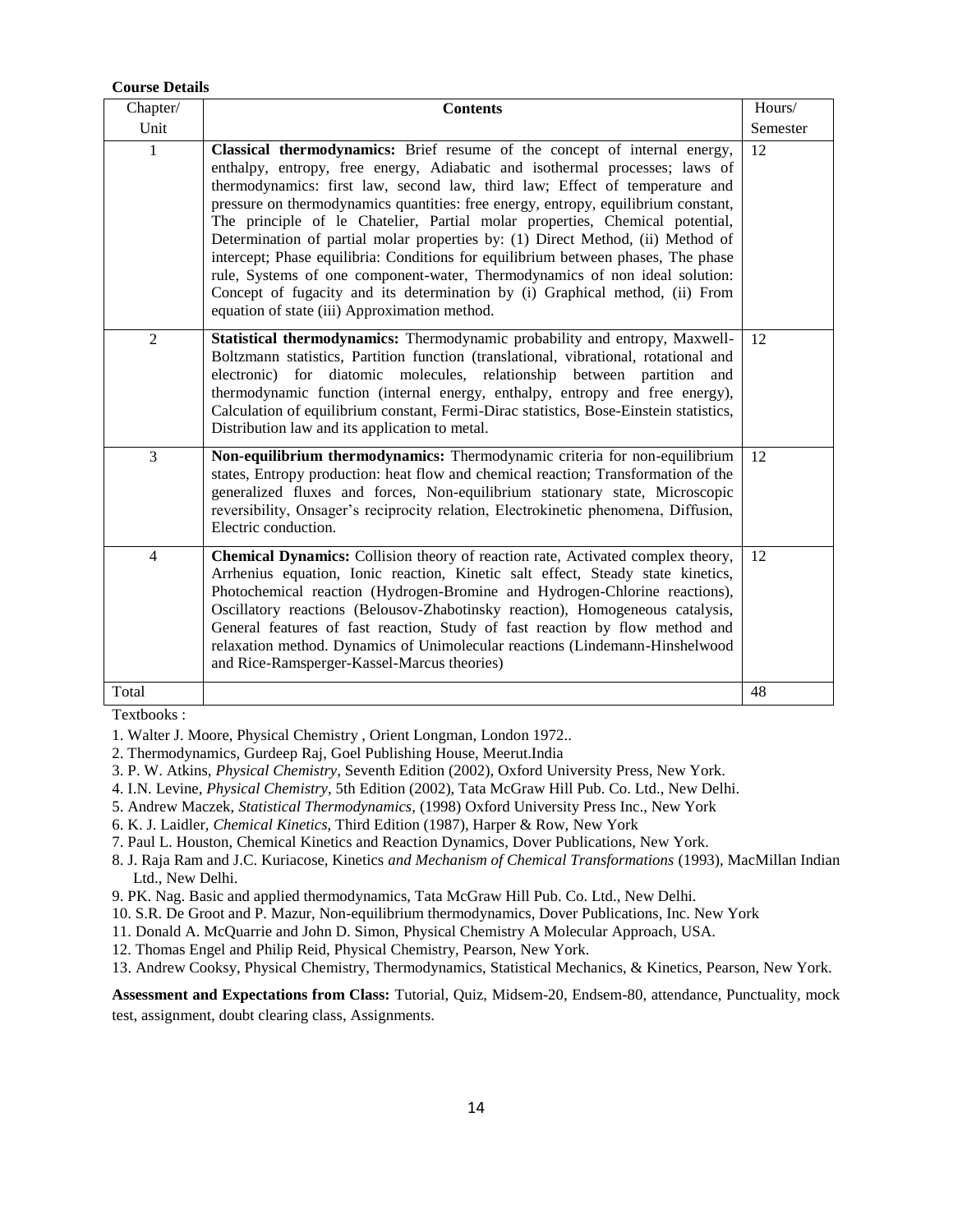**Course Details**

| Chapter/ Unit | **Contents** | Hours/ Semester |
|---|---|---|
| 1 | **Classical thermodynamics:** Brief resume of the concept of internal energy, enthalpy, entropy, free energy, Adiabatic and isothermal processes; laws of thermodynamics: first law, second law, third law; Effect of temperature and pressure on thermodynamics quantities: free energy, entropy, equilibrium constant, The principle of le Chatelier, Partial molar properties, Chemical potential, Determination of partial molar properties by: (1) Direct Method, (ii) Method of intercept; Phase equilibria: Conditions for equilibrium between phases, The phase rule, Systems of one component-water, Thermodynamics of non ideal solution: Concept of fugacity and its determination by (i) Graphical method, (ii) From equation of state (iii) Approximation method. | 12 |
| 2 | **Statistical thermodynamics:** Thermodynamic probability and entropy, Maxwell-Boltzmann statistics, Partition function (translational, vibrational, rotational and electronic) for diatomic molecules, relationship between partition and thermodynamic function (internal energy, enthalpy, entropy and free energy), Calculation of equilibrium constant, Fermi-Dirac statistics, Bose-Einstein statistics, Distribution law and its application to metal. | 12 |
| 3 | **Non-equilibrium thermodynamics:** Thermodynamic criteria for non-equilibrium states, Entropy production: heat flow and chemical reaction; Transformation of the generalized fluxes and forces, Non-equilibrium stationary state, Microscopic reversibility, Onsager's reciprocity relation, Electrokinetic phenomena, Diffusion, Electric conduction. | 12 |
| 4 | **Chemical Dynamics:** Collision theory of reaction rate, Activated complex theory, Arrhenius equation, Ionic reaction, Kinetic salt effect, Steady state kinetics, Photochemical reaction (Hydrogen-Bromine and Hydrogen-Chlorine reactions), Oscillatory reactions (Belousov-Zhabotinsky reaction), Homogeneous catalysis, General features of fast reaction, Study of fast reaction by flow method and relaxation method. Dynamics of Unimolecular reactions (Lindemann-Hinshelwood and Rice-Ramsperger-Kassel-Marcus theories) | 12 |
| Total | | 48 |

Textbooks :

1. Walter J. Moore, Physical Chemistry , Orient Longman, London 1972..
2. Thermodynamics, Gurdeep Raj, Goel Publishing House, Meerut.India
3. P. W. Atkins, *Physical Chemistry*, Seventh Edition (2002), Oxford University Press, New York.
4. I.N. Levine, *Physical Chemistry*, 5th Edition (2002), Tata McGraw Hill Pub. Co. Ltd., New Delhi.
5. Andrew Maczek, *Statistical Thermodynamics,* (1998) Oxford University Press Inc., New York
6. K. J. Laidler, *Chemical Kinetics*, Third Edition (1987), Harper & Row, New York
7. Paul L. Houston, Chemical Kinetics and Reaction Dynamics, Dover Publications, New York.
8. J. Raja Ram and J.C. Kuriacose, Kinetics *and Mechanism of Chemical Transformations* (1993), MacMillan Indian Ltd., New Delhi.
9. PK. Nag. Basic and applied thermodynamics, Tata McGraw Hill Pub. Co. Ltd., New Delhi.
10. S.R. De Groot and P. Mazur, Non-equilibrium thermodynamics, Dover Publications, Inc. New York
11. Donald A. McQuarrie and John D. Simon, Physical Chemistry A Molecular Approach, USA.
12. Thomas Engel and Philip Reid, Physical Chemistry, Pearson, New York.
13. Andrew Cooksy, Physical Chemistry, Thermodynamics, Statistical Mechanics, & Kinetics, Pearson, New York.

**Assessment and Expectations from Class:** Tutorial, Quiz, Midsem-20, Endsem-80, attendance, Punctuality, mock test, assignment, doubt clearing class, Assignments.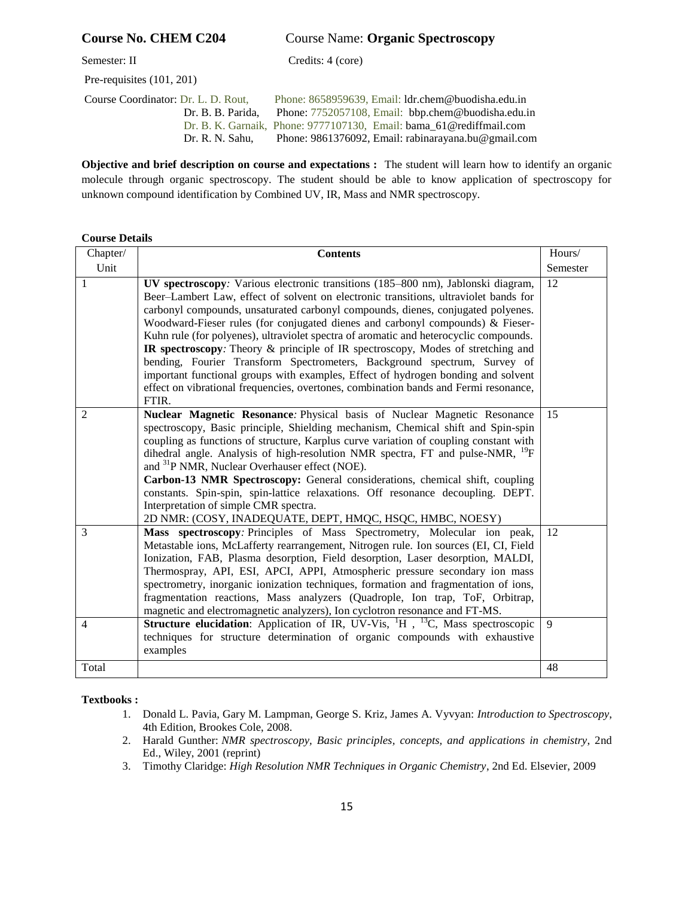**Course No. CHEM C204** Course Name: **Organic Spectroscopy**

Semester: II Credits: 4 (core)

Pre-requisites (101, 201)

Course Coordinator: Dr. L. D. Rout, Phone: 8658959639, Email: ldr.chem@buodisha.edu.in
Dr. B. B. Parida, Phone: 7752057108, Email: bbp.chem@buodisha.edu.in
Dr. B. K. Garnaik, Phone: 9777107130, Email: bama_61@rediffmail.com
Dr. R. N. Sahu, Phone: 9861376092, Email: rabinarayana.bu@gmail.com

**Objective and brief description on course and expectations :** The student will learn how to identify an organic molecule through organic spectroscopy. The student should be able to know application of spectroscopy for unknown compound identification by Combined UV, IR, Mass and NMR spectroscopy.

**Course Details**

| Chapter/ Unit | Contents | Hours/ Semester |
|---|---|---|
| 1 | **UV spectroscopy***:* Various electronic transitions (185–800 nm), Jablonski diagram, Beer–Lambert Law, effect of solvent on electronic transitions, ultraviolet bands for carbonyl compounds, unsaturated carbonyl compounds, dienes, conjugated polyenes. Woodward-Fieser rules (for conjugated dienes and carbonyl compounds) & Fieser-Kuhn rule (for polyenes), ultraviolet spectra of aromatic and heterocyclic compounds. **IR spectroscopy***:* Theory & principle of IR spectroscopy, Modes of stretching and bending, Fourier Transform Spectrometers, Background spectrum, Survey of important functional groups with examples, Effect of hydrogen bonding and solvent effect on vibrational frequencies, overtones, combination bands and Fermi resonance, FTIR. | 12 |
| 2 | **Nuclear Magnetic Resonance***:* Physical basis of Nuclear Magnetic Resonance spectroscopy, Basic principle, Shielding mechanism, Chemical shift and Spin-spin coupling as functions of structure, Karplus curve variation of coupling constant with dihedral angle. Analysis of high-resolution NMR spectra, FT and pulse-NMR, $^{19}F$ and $^{31}P$ NMR, Nuclear Overhauser effect (NOE). **Carbon-13 NMR Spectroscopy:** General considerations, chemical shift, coupling constants. Spin-spin, spin-lattice relaxations. Off resonance decoupling. DEPT. Interpretation of simple CMR spectra. 2D NMR: (COSY, INADEQUATE, DEPT, HMQC, HSQC, HMBC, NOESY) | 15 |
| 3 | **Mass spectroscopy***:* Principles of Mass Spectrometry, Molecular ion peak, Metastable ions, McLafferty rearrangement, Nitrogen rule. Ion sources (EI, CI, Field Ionization, FAB, Plasma desorption, Field desorption, Laser desorption, MALDI, Thermospray, API, ESI, APCI, APPI, Atmospheric pressure secondary ion mass spectrometry, inorganic ionization techniques, formation and fragmentation of ions, fragmentation reactions, Mass analyzers (Quadrople, Ion trap, ToF, Orbitrap, magnetic and electromagnetic analyzers), Ion cyclotron resonance and FT-MS. | 12 |
| 4 | **Structure elucidation**: Application of IR, UV-Vis, $^{1}H$ , $^{13}C$, Mass spectroscopic techniques for structure determination of organic compounds with exhaustive examples | 9 |
| Total | | 48 |

**Textbooks :**

1. Donald L. Pavia, Gary M. Lampman, George S. Kriz, James A. Vyvyan: *Introduction to Spectroscopy*, 4th Edition, Brookes Cole, 2008.
2. Harald Gunther: *NMR spectroscopy, Basic principles, concepts, and applications in chemistry*, 2nd Ed., Wiley, 2001 (reprint)
3. Timothy Claridge: *High Resolution NMR Techniques in Organic Chemistry*, 2nd Ed. Elsevier, 2009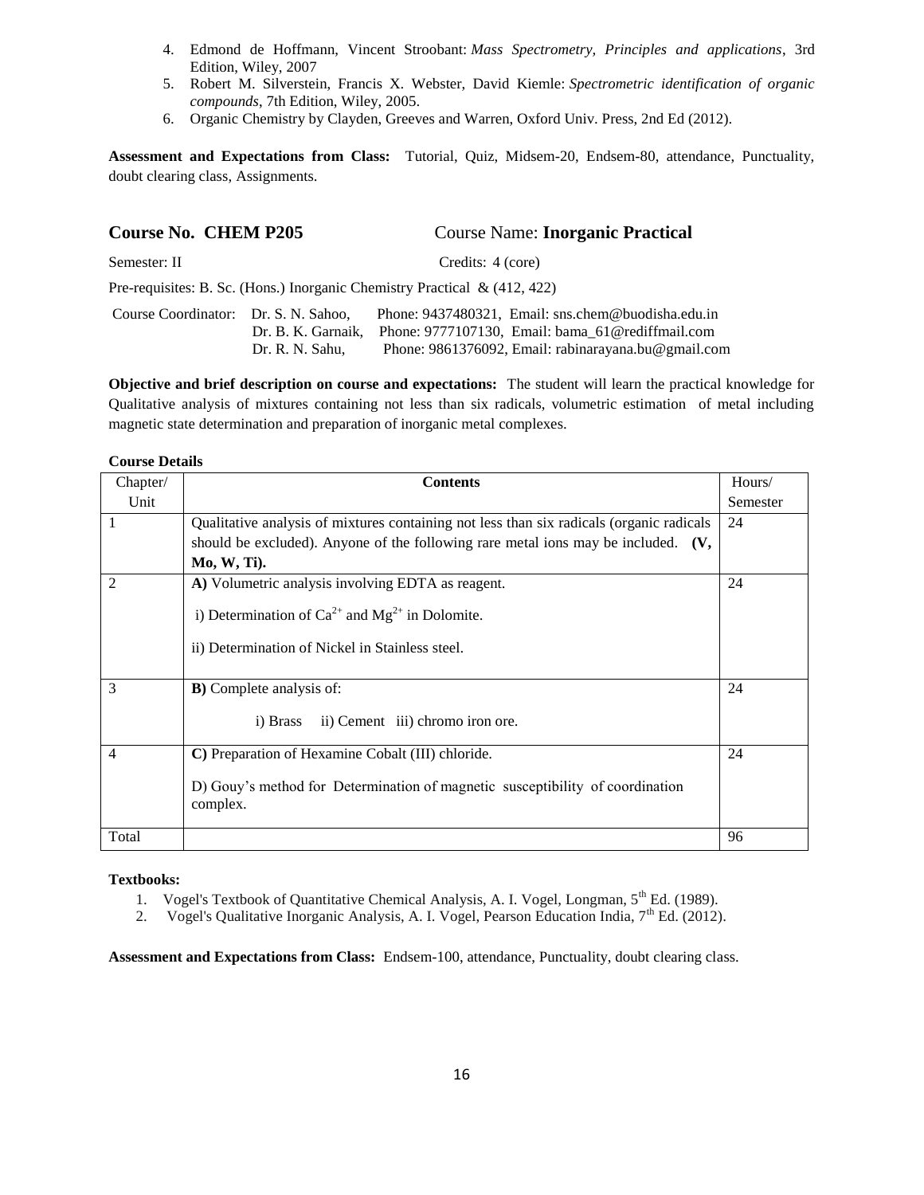4. Edmond de Hoffmann, Vincent Stroobant: *Mass Spectrometry, Principles and applications*, 3rd Edition, Wiley, 2007
5. Robert M. Silverstein, Francis X. Webster, David Kiemle: *Spectrometric identification of organic compounds*, 7th Edition, Wiley, 2005.
6. Organic Chemistry by Clayden, Greeves and Warren, Oxford Univ. Press, 2nd Ed (2012).

**Assessment and Expectations from Class:** Tutorial, Quiz, Midsem-20, Endsem-80, attendance, Punctuality, doubt clearing class, Assignments.

## Course No. CHEM P205 Course Name: **Inorganic Practical**

Semester: II Credits: 4 (core)

Pre-requisites: B. Sc. (Hons.) Inorganic Chemistry Practical & (412, 422)

Course Coordinator: Dr. S. N. Sahoo, Phone: 9437480321, Email: sns.chem@buodisha.edu.in
Dr. B. K. Garnaik, Phone: 9777107130, Email: bama_61@rediffmail.com
Dr. R. N. Sahu, Phone: 9861376092, Email: rabinarayana.bu@gmail.com

**Objective and brief description on course and expectations:** The student will learn the practical knowledge for Qualitative analysis of mixtures containing not less than six radicals, volumetric estimation of metal including magnetic state determination and preparation of inorganic metal complexes.

**Course Details**

| Chapter/ Unit | Contents | Hours/ Semester |
|---|---|---|
| 1 | Qualitative analysis of mixtures containing not less than six radicals (organic radicals should be excluded). Anyone of the following rare metal ions may be included. **(V, Mo, W, Ti).** | 24 |
| 2 | **A)** Volumetric analysis involving EDTA as reagent.<br>i) Determination of $Ca^{2+}$ and $Mg^{2+}$ in Dolomite.<br>ii) Determination of Nickel in Stainless steel. | 24 |
| 3 | **B)** Complete analysis of:<br>i) Brass ii) Cement iii) chromo iron ore. | 24 |
| 4 | **C)** Preparation of Hexamine Cobalt (III) chloride.<br>D) Gouy's method for Determination of magnetic susceptibility of coordination complex. | 24 |
| Total | | 96 |

**Textbooks:**

1. Vogel's Textbook of Quantitative Chemical Analysis, A. I. Vogel, Longman, 5th Ed. (1989).
2. Vogel's Qualitative Inorganic Analysis, A. I. Vogel, Pearson Education India, 7th Ed. (2012).

**Assessment and Expectations from Class:** Endsem-100, attendance, Punctuality, doubt clearing class.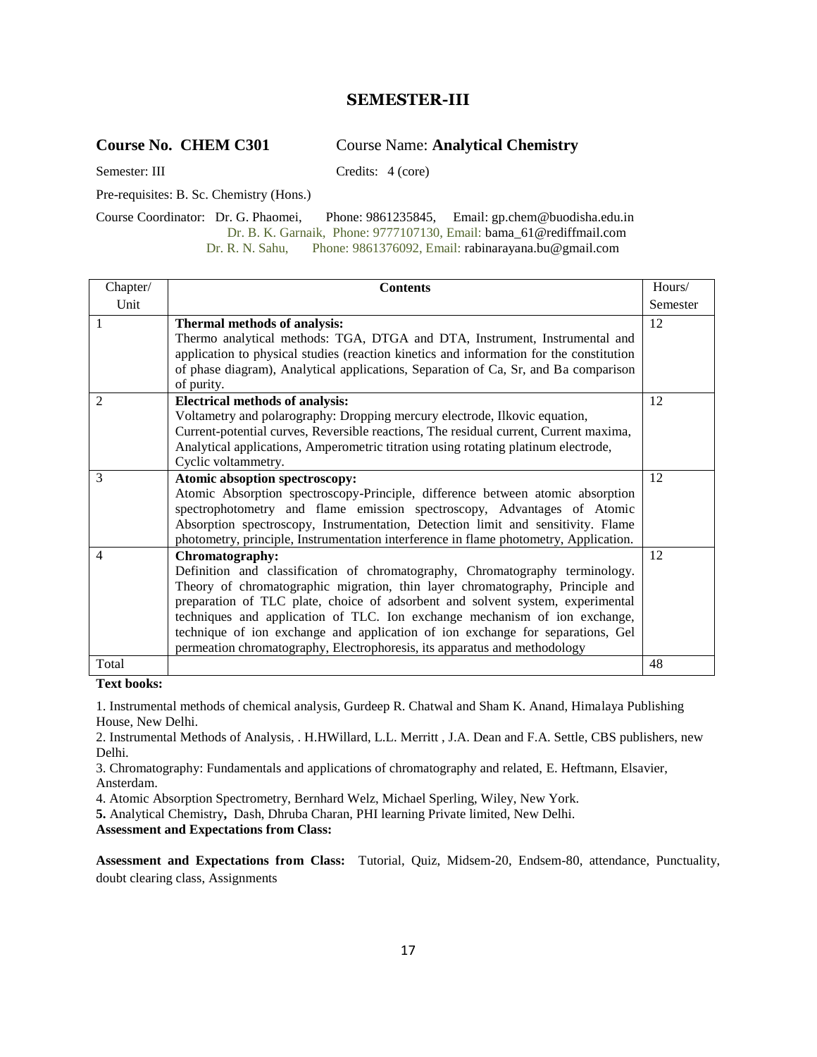## SEMESTER-III

**Course No. CHEM C301** Course Name: **Analytical Chemistry**

Semester: III Credits: 4 (core)

Pre-requisites: B. Sc. Chemistry (Hons.)

Course Coordinator: Dr. G. Phaomei, Phone: 9861235845, Email: gp.chem@buodisha.edu.in
Dr. B. K. Garnaik, Phone: 9777107130, Email: bama_61@rediffmail.com
Dr. R. N. Sahu, Phone: 9861376092, Email: rabinarayana.bu@gmail.com

| Chapter/ Unit | Contents | Hours/ Semester |
|---|---|---|
| 1 | **Thermal methods of analysis:** Thermo analytical methods: TGA, DTGA and DTA, Instrument, Instrumental and application to physical studies (reaction kinetics and information for the constitution of phase diagram), Analytical applications, Separation of Ca, Sr, and Ba comparison of purity. | 12 |
| 2 | **Electrical methods of analysis:** Voltametry and polarography: Dropping mercury electrode, Ilkovic equation, Current-potential curves, Reversible reactions, The residual current, Current maxima, Analytical applications, Amperometric titration using rotating platinum electrode, Cyclic voltammetry. | 12 |
| 3 | **Atomic absoption spectroscopy:** Atomic Absorption spectroscopy-Principle, difference between atomic absorption spectrophotometry and flame emission spectroscopy, Advantages of Atomic Absorption spectroscopy, Instrumentation, Detection limit and sensitivity. Flame photometry, principle, Instrumentation interference in flame photometry, Application. | 12 |
| 4 | **Chromatography:** Definition and classification of chromatography, Chromatography terminology. Theory of chromatographic migration, thin layer chromatography, Principle and preparation of TLC plate, choice of adsorbent and solvent system, experimental techniques and application of TLC. Ion exchange mechanism of ion exchange, technique of ion exchange and application of ion exchange for separations, Gel permeation chromatography, Electrophoresis, its apparatus and methodology | 12 |
| Total | | 48 |

**Text books:**

1. Instrumental methods of chemical analysis, Gurdeep R. Chatwal and Sham K. Anand, Himalaya Publishing House, New Delhi.
2. Instrumental Methods of Analysis, . H.HWillard, L.L. Merritt , J.A. Dean and F.A. Settle, CBS publishers, new Delhi.
3. Chromatography: Fundamentals and applications of chromatography and related, E. Heftmann, Elsavier, Ansterdam.
4. Atomic Absorption Spectrometry, Bernhard Welz, Michael Sperling, Wiley, New York.
5. Analytical Chemistry**,** Dash, Dhruba Charan, PHI learning Private limited, New Delhi.

**Assessment and Expectations from Class:**

**Assessment and Expectations from Class:** Tutorial, Quiz, Midsem-20, Endsem-80, attendance, Punctuality, doubt clearing class, Assignments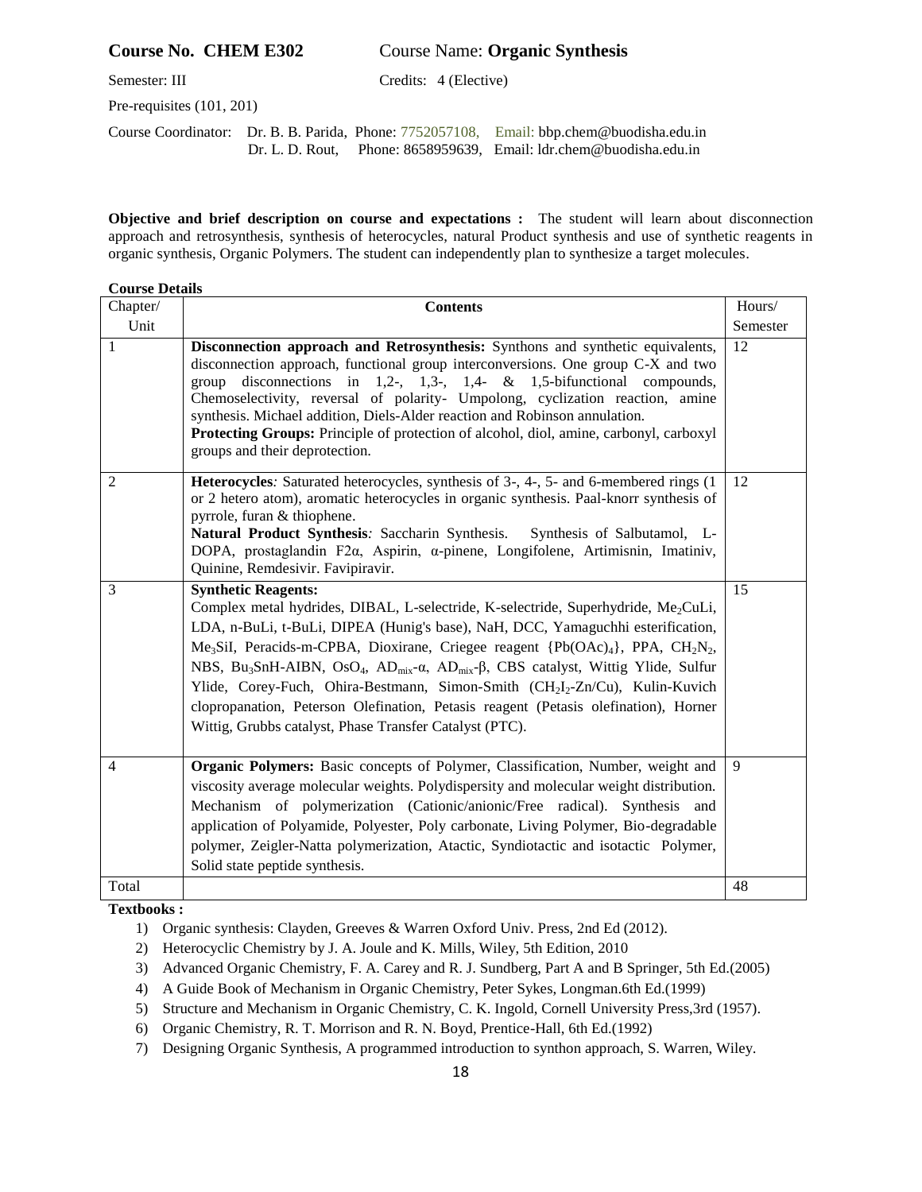**Course No. CHEM E302** Course Name: **Organic Synthesis**

Semester: III Credits: 4 (Elective)

Pre-requisites (101, 201)

Course Coordinator: Dr. B. B. Parida, Phone: 7752057108, Email: bbp.chem@buodisha.edu.in
Dr. L. D. Rout, Phone: 8658959639, Email: ldr.chem@buodisha.edu.in

**Objective and brief description on course and expectations :** The student will learn about disconnection approach and retrosynthesis, synthesis of heterocycles, natural Product synthesis and use of synthetic reagents in organic synthesis, Organic Polymers. The student can independently plan to synthesize a target molecules.

**Course Details**

| Chapter/ Unit | **Contents** | Hours/ Semester |
|---|---|---|
| 1 | **Disconnection approach and Retrosynthesis:** Synthons and synthetic equivalents, disconnection approach, functional group interconversions. One group C-X and two group disconnections in 1,2-, 1,3-, 1,4- & 1,5-bifunctional compounds, Chemoselectivity, reversal of polarity- Umpolong, cyclization reaction, amine synthesis. Michael addition, Diels-Alder reaction and Robinson annulation. **Protecting Groups:** Principle of protection of alcohol, diol, amine, carbonyl, carboxyl groups and their deprotection. | 12 |
| 2 | **Heterocycles***:* Saturated heterocycles, synthesis of 3-, 4-, 5- and 6-membered rings (1 or 2 hetero atom), aromatic heterocycles in organic synthesis. Paal-knorr synthesis of pyrrole, furan & thiophene. **Natural Product Synthesis***:* Saccharin Synthesis. Synthesis of Salbutamol, L-DOPA, prostaglandin F2α, Aspirin, α-pinene, Longifolene, Artimisnin, Imatiniv, Quinine, Remdesivir. Favipiravir. | 12 |
| 3 | **Synthetic Reagents:** Complex metal hydrides, DIBAL, L-selectride, K-selectride, Superhydride, $Me_2CuLi$, LDA, n-BuLi, t-BuLi, DIPEA (Hunig's base), NaH, DCC, Yamaguchhi esterification, $Me_3SiI$, Peracids-m-CPBA, Dioxirane, Criegee reagent {$Pb(OAc)_4$}, PPA, $CH_2N_2$, NBS, $Bu_3SnH$-AIBN, $OsO_4$, $AD_{mix}$-α, $AD_{mix}$-β, CBS catalyst, Wittig Ylide, Sulfur Ylide, Corey-Fuch, Ohira-Bestmann, Simon-Smith ($CH_2I_2$-Zn/Cu), Kulin-Kuvich clopropanation, Peterson Olefination, Petasis reagent (Petasis olefination), Horner Wittig, Grubbs catalyst, Phase Transfer Catalyst (PTC). | 15 |
| 4 | **Organic Polymers:** Basic concepts of Polymer, Classification, Number, weight and viscosity average molecular weights. Polydispersity and molecular weight distribution. Mechanism of polymerization (Cationic/anionic/Free radical). Synthesis and application of Polyamide, Polyester, Poly carbonate, Living Polymer, Bio-degradable polymer, Zeigler-Natta polymerization, Atactic, Syndiotactic and isotactic Polymer, Solid state peptide synthesis. | 9 |
| Total | | 48 |

**Textbooks :**

1) Organic synthesis: Clayden, Greeves & Warren Oxford Univ. Press, 2nd Ed (2012).
2) Heterocyclic Chemistry by J. A. Joule and K. Mills, Wiley, 5th Edition, 2010
3) Advanced Organic Chemistry, F. A. Carey and R. J. Sundberg, Part A and B Springer, 5th Ed.(2005)
4) A Guide Book of Mechanism in Organic Chemistry, Peter Sykes, Longman.6th Ed.(1999)
5) Structure and Mechanism in Organic Chemistry, C. K. Ingold, Cornell University Press,3rd (1957).
6) Organic Chemistry, R. T. Morrison and R. N. Boyd, Prentice-Hall, 6th Ed.(1992)
7) Designing Organic Synthesis, A programmed introduction to synthon approach, S. Warren, Wiley.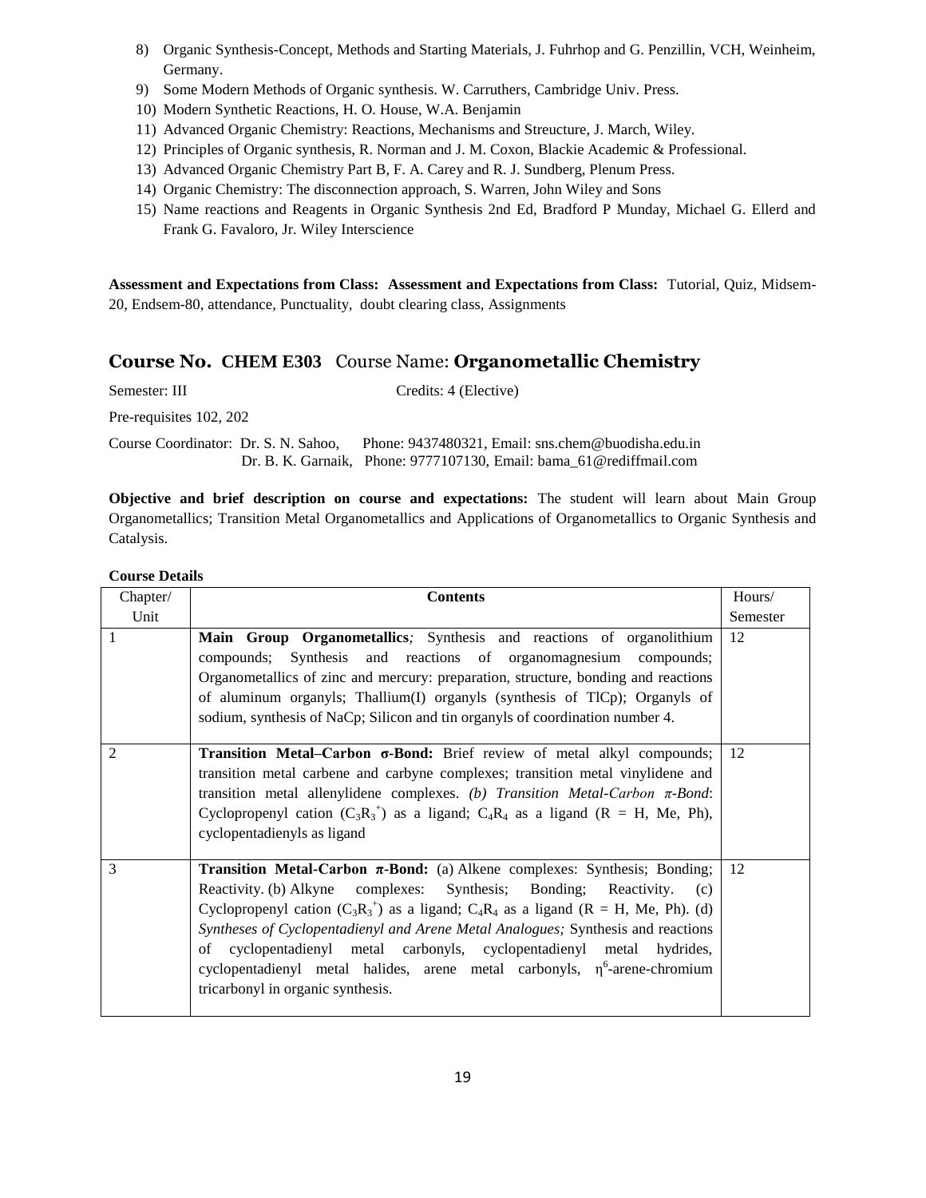8) Organic Synthesis-Concept, Methods and Starting Materials, J. Fuhrhop and G. Penzillin, VCH, Weinheim, Germany.
9) Some Modern Methods of Organic synthesis. W. Carruthers, Cambridge Univ. Press.
10) Modern Synthetic Reactions, H. O. House, W.A. Benjamin
11) Advanced Organic Chemistry: Reactions, Mechanisms and Streucture, J. March, Wiley.
12) Principles of Organic synthesis, R. Norman and J. M. Coxon, Blackie Academic & Professional.
13) Advanced Organic Chemistry Part B, F. A. Carey and R. J. Sundberg, Plenum Press.
14) Organic Chemistry: The disconnection approach, S. Warren, John Wiley and Sons
15) Name reactions and Reagents in Organic Synthesis 2nd Ed, Bradford P Munday, Michael G. Ellerd and Frank G. Favaloro, Jr. Wiley Interscience

**Assessment and Expectations from Class: Assessment and Expectations from Class:** Tutorial, Quiz, Midsem-20, Endsem-80, attendance, Punctuality, doubt clearing class, Assignments

## Course No. CHEM E303 Course Name: Organometallic Chemistry

Semester: III Credits: 4 (Elective)

Pre-requisites 102, 202

Course Coordinator: Dr. S. N. Sahoo, Phone: 9437480321, Email: sns.chem@buodisha.edu.in
Dr. B. K. Garnaik, Phone: 9777107130, Email: bama_61@rediffmail.com

**Objective and brief description on course and expectations:** The student will learn about Main Group Organometallics; Transition Metal Organometallics and Applications of Organometallics to Organic Synthesis and Catalysis.

**Course Details**

| Chapter/ Unit | Contents | Hours/ Semester |
|---|---|---|
| 1 | **Main Group Organometallics***;* Synthesis and reactions of organolithium compounds; Synthesis and reactions of organomagnesium compounds; Organometallics of zinc and mercury: preparation, structure, bonding and reactions of aluminum organyls; Thallium(I) organyls (synthesis of TlCp); Organyls of sodium, synthesis of NaCp; Silicon and tin organyls of coordination number 4. | 12 |
| 2 | **Transition Metal–Carbon σ-Bond:** Brief review of metal alkyl compounds; transition metal carbene and carbyne complexes; transition metal vinylidene and transition metal allenylidene complexes. *(b) Transition Metal-Carbon π-Bond*: Cyclopropenyl cation ($C_3R_3^+$) as a ligand; $C_4R_4$ as a ligand (R = H, Me, Ph), cyclopentadienyls as ligand | 12 |
| 3 | **Transition Metal-Carbon π-Bond:** (a) Alkene complexes: Synthesis; Bonding; Reactivity. (b) Alkyne complexes: Synthesis; Bonding; Reactivity. (c) Cyclopropenyl cation ($C_3R_3^+$) as a ligand; $C_4R_4$ as a ligand (R = H, Me, Ph). (d) *Syntheses of Cyclopentadienyl and Arene Metal Analogues;* Synthesis and reactions of cyclopentadienyl metal carbonyls, cyclopentadienyl metal hydrides, cyclopentadienyl metal halides, arene metal carbonyls, $\eta^6$-arene-chromium tricarbonyl in organic synthesis. | 12 |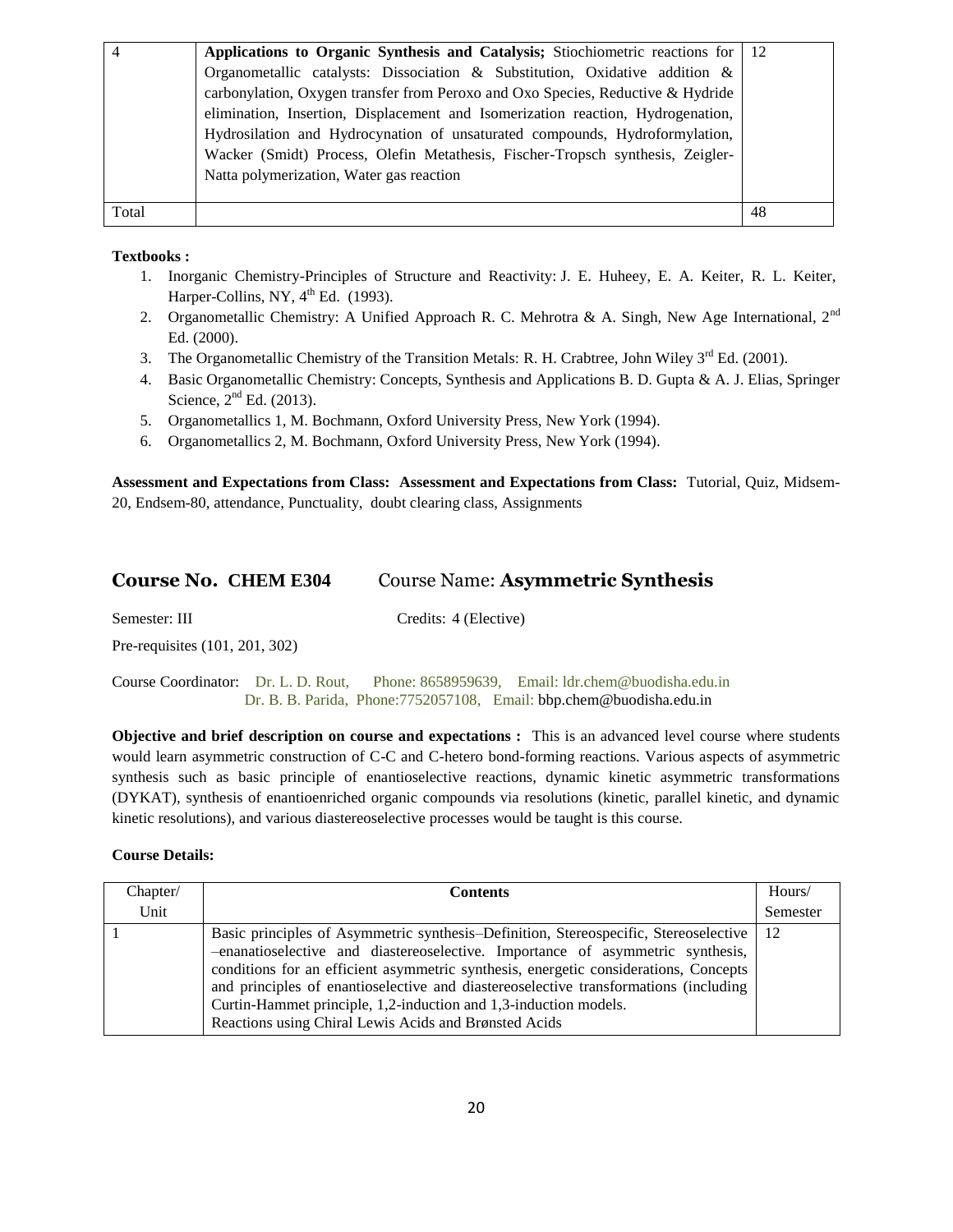| 4 | **Applications to Organic Synthesis and Catalysis;** Stiochiometric reactions for Organometallic catalysts: Dissociation & Substitution, Oxidative addition & carbonylation, Oxygen transfer from Peroxo and Oxo Species, Reductive & Hydride elimination, Insertion, Displacement and Isomerization reaction, Hydrogenation, Hydrosilation and Hydrocynation of unsaturated compounds, Hydroformylation, Wacker (Smidt) Process, Olefin Metathesis, Fischer-Tropsch synthesis, Zeigler-Natta polymerization, Water gas reaction | 12 |
|---|---|---|
| Total | | 48 |

**Textbooks :**

1. Inorganic Chemistry-Principles of Structure and Reactivity: J. E. Huheey, E. A. Keiter, R. L. Keiter, Harper-Collins, NY, 4th Ed. (1993).
2. Organometallic Chemistry: A Unified Approach R. C. Mehrotra & A. Singh, New Age International, 2nd Ed. (2000).
3. The Organometallic Chemistry of the Transition Metals: R. H. Crabtree, John Wiley 3rd Ed. (2001).
4. Basic Organometallic Chemistry: Concepts, Synthesis and Applications B. D. Gupta & A. J. Elias, Springer Science, 2nd Ed. (2013).
5. Organometallics 1, M. Bochmann, Oxford University Press, New York (1994).
6. Organometallics 2, M. Bochmann, Oxford University Press, New York (1994).

**Assessment and Expectations from Class: Assessment and Expectations from Class:** Tutorial, Quiz, Midsem-20, Endsem-80, attendance, Punctuality, doubt clearing class, Assignments

## Course No. CHEM E304 Course Name: Asymmetric Synthesis

Semester: III Credits: 4 (Elective)

Pre-requisites (101, 201, 302)

Course Coordinator: Dr. L. D. Rout, Phone: 8658959639, Email: ldr.chem@buodisha.edu.in
Dr. B. B. Parida, Phone:7752057108, Email: bbp.chem@buodisha.edu.in

**Objective and brief description on course and expectations :** This is an advanced level course where students would learn asymmetric construction of C-C and C-hetero bond-forming reactions. Various aspects of asymmetric synthesis such as basic principle of enantioselective reactions, dynamic kinetic asymmetric transformations (DYKAT), synthesis of enantioenriched organic compounds via resolutions (kinetic, parallel kinetic, and dynamic kinetic resolutions), and various diastereoselective processes would be taught is this course.

**Course Details:**

| Chapter/ Unit | **Contents** | Hours/ Semester |
|---|---|---|
| 1 | Basic principles of Asymmetric synthesis–Definition, Stereospecific, Stereoselective –enanatioselective and diastereoselective. Importance of asymmetric synthesis, conditions for an efficient asymmetric synthesis, energetic considerations, Concepts and principles of enantioselective and diastereoselective transformations (including Curtin-Hammet principle, 1,2-induction and 1,3-induction models.<br>Reactions using Chiral Lewis Acids and Brønsted Acids | 12 |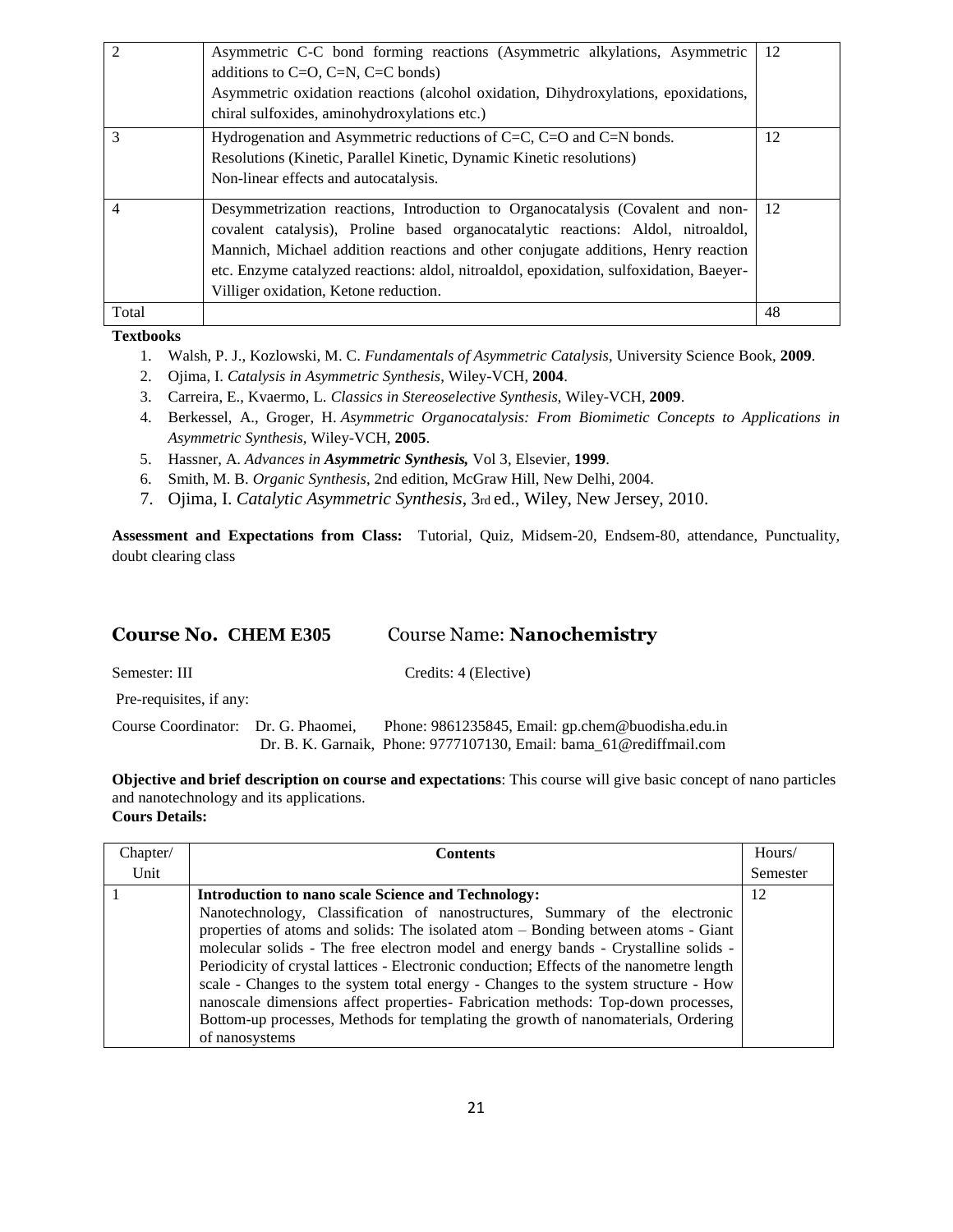| | | |
|---|---|---|
| 2 | Asymmetric C-C bond forming reactions (Asymmetric alkylations, Asymmetric additions to C=O, C=N, C=C bonds)<br>Asymmetric oxidation reactions (alcohol oxidation, Dihydroxylations, epoxidations, chiral sulfoxides, aminohydroxylations etc.) | 12 |
| 3 | Hydrogenation and Asymmetric reductions of C=C, C=O and C=N bonds.<br>Resolutions (Kinetic, Parallel Kinetic, Dynamic Kinetic resolutions)<br>Non-linear effects and autocatalysis. | 12 |
| 4 | Desymmetrization reactions, Introduction to Organocatalysis (Covalent and non-covalent catalysis), Proline based organocatalytic reactions: Aldol, nitroaldol, Mannich, Michael addition reactions and other conjugate additions, Henry reaction etc. Enzyme catalyzed reactions: aldol, nitroaldol, epoxidation, sulfoxidation, Baeyer-Villiger oxidation, Ketone reduction. | 12 |
| Total | | 48 |

**Textbooks**

1. Walsh, P. J., Kozlowski, M. C. *Fundamentals of Asymmetric Catalysis*, University Science Book, **2009**.
2. Ojima, I. *Catalysis in Asymmetric Synthesis*, Wiley-VCH, **2004**.
3. Carreira, E., Kvaermo, L. *Classics in Stereoselective Synthesis*, Wiley-VCH, **2009**.
4. Berkessel, A., Groger, H. *Asymmetric Organocatalysis: From Biomimetic Concepts to Applications in Asymmetric Synthesis*, Wiley-VCH, **2005**.
5. Hassner, A. *Advances in **Asymmetric Synthesis**,* Vol 3, Elsevier, **1999**.
6. Smith, M. B. *Organic Synthesis*, 2nd edition, McGraw Hill, New Delhi, 2004.
7. Ojima, I. *Catalytic Asymmetric Synthesis*, 3rd ed., Wiley, New Jersey, 2010.

**Assessment and Expectations from Class:** Tutorial, Quiz, Midsem-20, Endsem-80, attendance, Punctuality, doubt clearing class

## Course No. CHEM E305 Course Name: Nanochemistry

Semester: III Credits: 4 (Elective)

Pre-requisites, if any:

Course Coordinator: Dr. G. Phaomei, Phone: 9861235845, Email: gp.chem@buodisha.edu.in
Dr. B. K. Garnaik, Phone: 9777107130, Email: bama_61@rediffmail.com

**Objective and brief description on course and expectations**: This course will give basic concept of nano particles and nanotechnology and its applications.

**Cours Details:**

| Chapter/ Unit | Contents | Hours/ Semester |
|---|---|---|
| 1 | **Introduction to nano scale Science and Technology:**<br>Nanotechnology, Classification of nanostructures, Summary of the electronic properties of atoms and solids: The isolated atom – Bonding between atoms - Giant molecular solids - The free electron model and energy bands - Crystalline solids - Periodicity of crystal lattices - Electronic conduction; Effects of the nanometre length scale - Changes to the system total energy - Changes to the system structure - How nanoscale dimensions affect properties- Fabrication methods: Top-down processes, Bottom-up processes, Methods for templating the growth of nanomaterials, Ordering of nanosystems | 12 |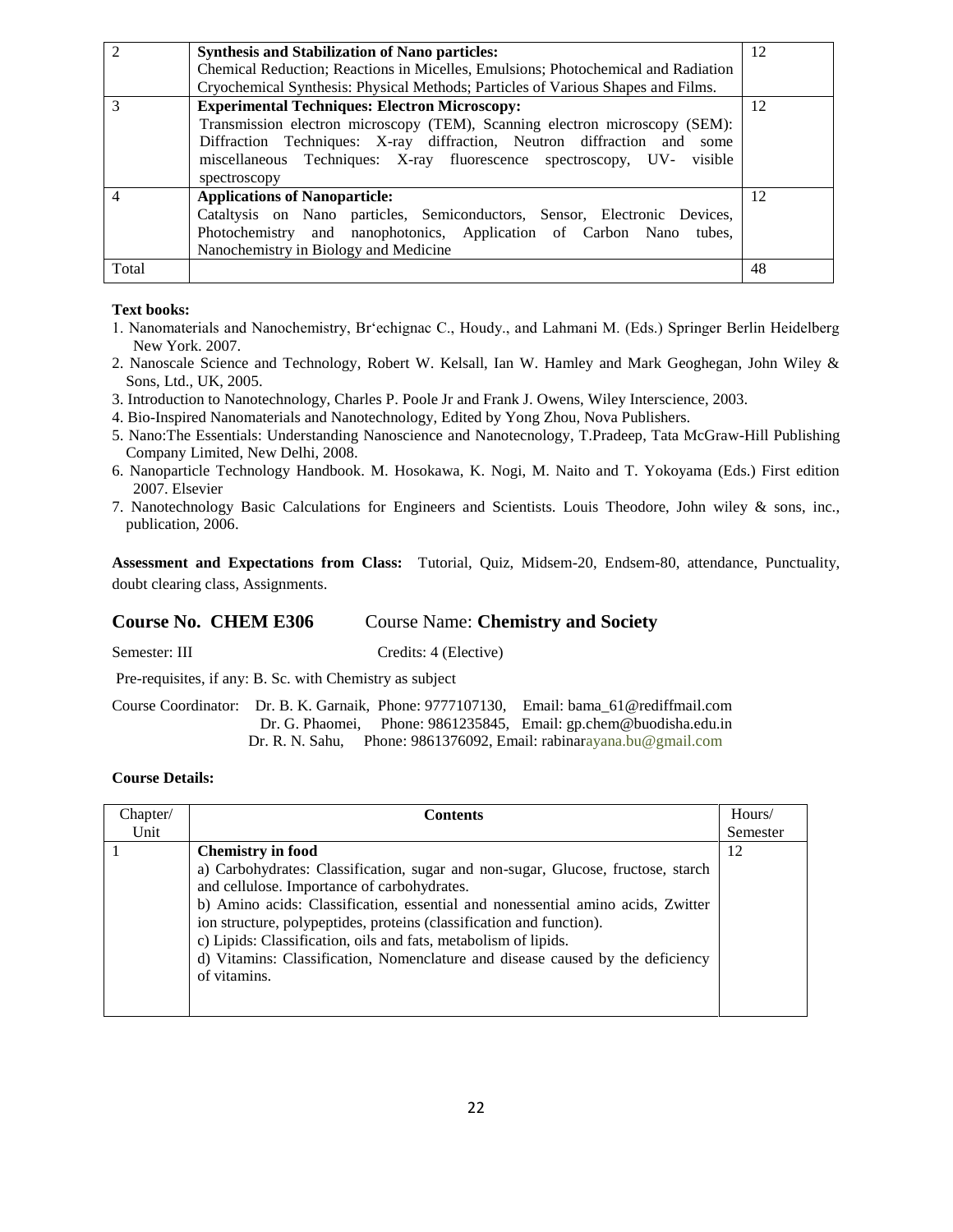| | | |
|---|---|---|
| 2 | **Synthesis and Stabilization of Nano particles:** Chemical Reduction; Reactions in Micelles, Emulsions; Photochemical and Radiation Cryochemical Synthesis: Physical Methods; Particles of Various Shapes and Films. | 12 |
| 3 | **Experimental Techniques: Electron Microscopy:** Transmission electron microscopy (TEM), Scanning electron microscopy (SEM): Diffraction Techniques: X-ray diffraction, Neutron diffraction and some miscellaneous Techniques: X-ray fluorescence spectroscopy, UV- visible spectroscopy | 12 |
| 4 | **Applications of Nanoparticle:** Cataltysis on Nano particles, Semiconductors, Sensor, Electronic Devices, Photochemistry and nanophotonics, Application of Carbon Nano tubes, Nanochemistry in Biology and Medicine | 12 |
| Total | | 48 |

**Text books:**

1. Nanomaterials and Nanochemistry, Br'echignac C., Houdy., and Lahmani M. (Eds.) Springer Berlin Heidelberg New York. 2007.
2. Nanoscale Science and Technology, Robert W. Kelsall, Ian W. Hamley and Mark Geoghegan, John Wiley & Sons, Ltd., UK, 2005.
3. Introduction to Nanotechnology, Charles P. Poole Jr and Frank J. Owens, Wiley Interscience, 2003.
4. Bio-Inspired Nanomaterials and Nanotechnology, Edited by Yong Zhou, Nova Publishers.
5. Nano:The Essentials: Understanding Nanoscience and Nanotecnology, T.Pradeep, Tata McGraw-Hill Publishing Company Limited, New Delhi, 2008.
6. Nanoparticle Technology Handbook. M. Hosokawa, K. Nogi, M. Naito and T. Yokoyama (Eds.) First edition 2007. Elsevier
7. Nanotechnology Basic Calculations for Engineers and Scientists. Louis Theodore, John wiley & sons, inc., publication, 2006.

**Assessment and Expectations from Class:** Tutorial, Quiz, Midsem-20, Endsem-80, attendance, Punctuality, doubt clearing class, Assignments.

## Course No. CHEM E306 Course Name: Chemistry and Society

Semester: III Credits: 4 (Elective)

Pre-requisites, if any: B. Sc. with Chemistry as subject

Course Coordinator: Dr. B. K. Garnaik, Phone: 9777107130, Email: bama_61@rediffmail.com
Dr. G. Phaomei, Phone: 9861235845, Email: gp.chem@buodisha.edu.in
Dr. R. N. Sahu, Phone: 9861376092, Email: rabinarayana.bu@gmail.com

**Course Details:**

| Chapter/ Unit | Contents | Hours/ Semester |
|---|---|---|
| 1 | **Chemistry in food** a) Carbohydrates: Classification, sugar and non-sugar, Glucose, fructose, starch and cellulose. Importance of carbohydrates. b) Amino acids: Classification, essential and nonessential amino acids, Zwitter ion structure, polypeptides, proteins (classification and function). c) Lipids: Classification, oils and fats, metabolism of lipids. d) Vitamins: Classification, Nomenclature and disease caused by the deficiency of vitamins. | 12 |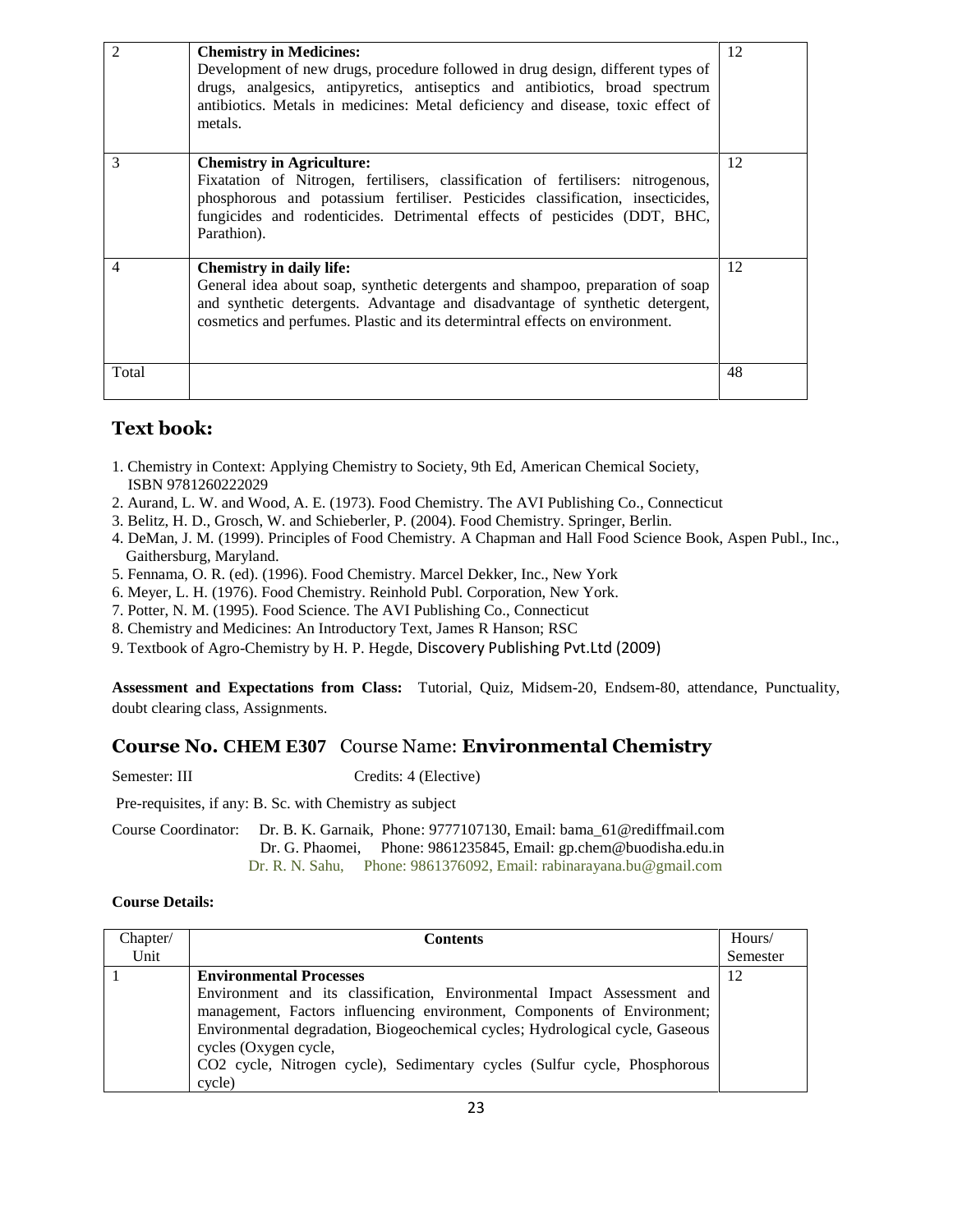| 2 | **Chemistry in Medicines:** Development of new drugs, procedure followed in drug design, different types of drugs, analgesics, antipyretics, antiseptics and antibiotics, broad spectrum antibiotics. Metals in medicines: Metal deficiency and disease, toxic effect of metals. | 12 |
|---|---|---|
| 3 | **Chemistry in Agriculture:** Fixatation of Nitrogen, fertilisers, classification of fertilisers: nitrogenous, phosphorous and potassium fertiliser. Pesticides classification, insecticides, fungicides and rodenticides. Detrimental effects of pesticides (DDT, BHC, Parathion). | 12 |
| 4 | **Chemistry in daily life:** General idea about soap, synthetic detergents and shampoo, preparation of soap and synthetic detergents. Advantage and disadvantage of synthetic detergent, cosmetics and perfumes. Plastic and its determintral effects on environment. | 12 |
| Total | | 48 |

## Text book:

1. Chemistry in Context: Applying Chemistry to Society, 9th Ed, American Chemical Society, ISBN 9781260222029
2. Aurand, L. W. and Wood, A. E. (1973). Food Chemistry. The AVI Publishing Co., Connecticut
3. Belitz, H. D., Grosch, W. and Schieberler, P. (2004). Food Chemistry. Springer, Berlin.
4. DeMan, J. M. (1999). Principles of Food Chemistry. A Chapman and Hall Food Science Book, Aspen Publ., Inc., Gaithersburg, Maryland.
5. Fennama, O. R. (ed). (1996). Food Chemistry. Marcel Dekker, Inc., New York
6. Meyer, L. H. (1976). Food Chemistry. Reinhold Publ. Corporation, New York.
7. Potter, N. M. (1995). Food Science. The AVI Publishing Co., Connecticut
8. Chemistry and Medicines: An Introductory Text, James R Hanson; RSC
9. Textbook of Agro-Chemistry by H. P. Hegde, Discovery Publishing Pvt.Ltd (2009)

**Assessment and Expectations from Class:** Tutorial, Quiz, Midsem-20, Endsem-80, attendance, Punctuality, doubt clearing class, Assignments.

## Course No. CHEM E307 Course Name: Environmental Chemistry

Semester: III Credits: 4 (Elective)

Pre-requisites, if any: B. Sc. with Chemistry as subject

Course Coordinator: Dr. B. K. Garnaik, Phone: 9777107130, Email: bama_61@rediffmail.com
Dr. G. Phaomei, Phone: 9861235845, Email: gp.chem@buodisha.edu.in
Dr. R. N. Sahu, Phone: 9861376092, Email: rabinarayana.bu@gmail.com

**Course Details:**

| Chapter/ Unit | Contents | Hours/ Semester |
|---|---|---|
| 1 | **Environmental Processes** Environment and its classification, Environmental Impact Assessment and management, Factors influencing environment, Components of Environment; Environmental degradation, Biogeochemical cycles; Hydrological cycle, Gaseous cycles (Oxygen cycle, $CO_2$ cycle, Nitrogen cycle), Sedimentary cycles (Sulfur cycle, Phosphorous cycle) | 12 |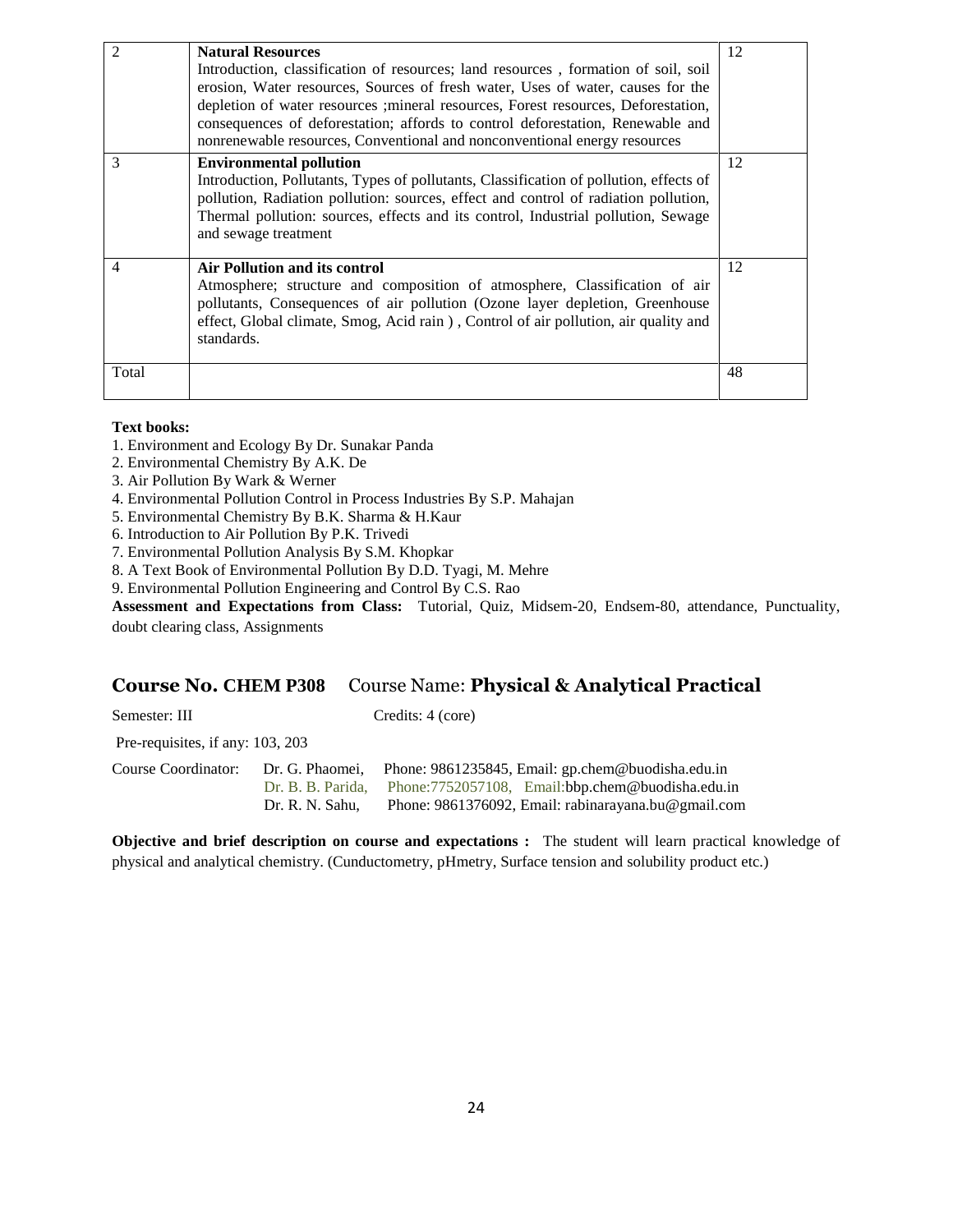| | | |
|---|---|---|
| 2 | **Natural Resources**<br>Introduction, classification of resources; land resources , formation of soil, soil erosion, Water resources, Sources of fresh water, Uses of water, causes for the depletion of water resources ;mineral resources, Forest resources, Deforestation, consequences of deforestation; affords to control deforestation, Renewable and nonrenewable resources, Conventional and nonconventional energy resources | 12 |
| 3 | **Environmental pollution**<br>Introduction, Pollutants, Types of pollutants, Classification of pollution, effects of pollution, Radiation pollution: sources, effect and control of radiation pollution, Thermal pollution: sources, effects and its control, Industrial pollution, Sewage and sewage treatment | 12 |
| 4 | **Air Pollution and its control**<br>Atmosphere; structure and composition of atmosphere, Classification of air pollutants, Consequences of air pollution (Ozone layer depletion, Greenhouse effect, Global climate, Smog, Acid rain ) , Control of air pollution, air quality and standards. | 12 |
| Total | | 48 |

**Text books:**

1. Environment and Ecology By Dr. Sunakar Panda
2. Environmental Chemistry By A.K. De
3. Air Pollution By Wark & Werner
4. Environmental Pollution Control in Process Industries By S.P. Mahajan
5. Environmental Chemistry By B.K. Sharma & H.Kaur
6. Introduction to Air Pollution By P.K. Trivedi
7. Environmental Pollution Analysis By S.M. Khopkar
8. A Text Book of Environmental Pollution By D.D. Tyagi, M. Mehre
9. Environmental Pollution Engineering and Control By C.S. Rao

**Assessment and Expectations from Class:** Tutorial, Quiz, Midsem-20, Endsem-80, attendance, Punctuality, doubt clearing class, Assignments

## Course No. CHEM P308 Course Name: Physical & Analytical Practical

Semester: III Credits: 4 (core)

Pre-requisites, if any: 103, 203

Course Coordinator: Dr. G. Phaomei, Phone: 9861235845, Email: gp.chem@buodisha.edu.in
Dr. B. B. Parida, Phone:7752057108, Email:bbp.chem@buodisha.edu.in
Dr. R. N. Sahu, Phone: 9861376092, Email: rabinarayana.bu@gmail.com

**Objective and brief description on course and expectations :** The student will learn practical knowledge of physical and analytical chemistry. (Cunductometry, pHmetry, Surface tension and solubility product etc.)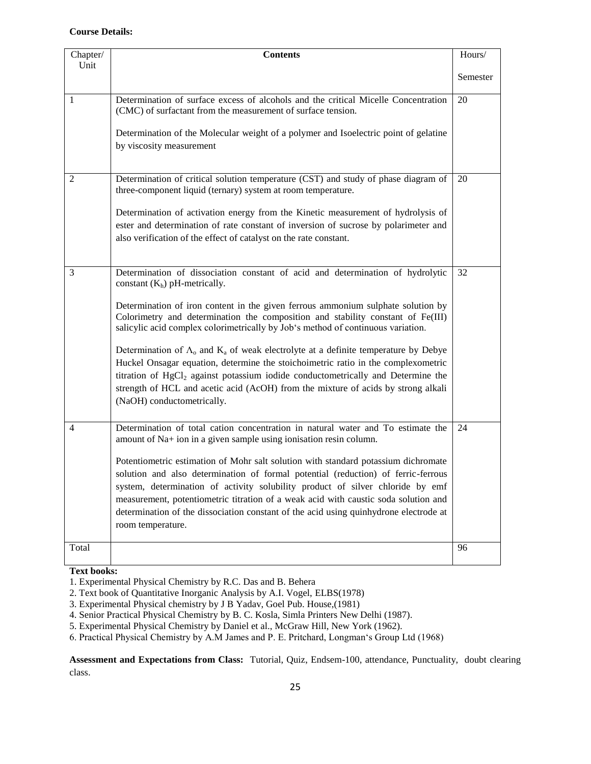**Course Details:**

| Chapter/ Unit | Contents | Hours/ Semester |
|---|---|---|
| 1 | Determination of surface excess of alcohols and the critical Micelle Concentration (CMC) of surfactant from the measurement of surface tension.<br><br>Determination of the Molecular weight of a polymer and Isoelectric point of gelatine by viscosity measurement | 20 |
| 2 | Determination of critical solution temperature (CST) and study of phase diagram of three-component liquid (ternary) system at room temperature.<br><br>Determination of activation energy from the Kinetic measurement of hydrolysis of ester and determination of rate constant of inversion of sucrose by polarimeter and also verification of the effect of catalyst on the rate constant. | 20 |
| 3 | Determination of dissociation constant of acid and determination of hydrolytic constant ($K_h$) pH-metrically.<br><br>Determination of iron content in the given ferrous ammonium sulphate solution by Colorimetry and determination the composition and stability constant of Fe(III) salicylic acid complex colorimetrically by Job's method of continuous variation.<br><br>Determination of $\Lambda_o$ and $K_a$ of weak electrolyte at a definite temperature by Debye Huckel Onsagar equation, determine the stoichoimetric ratio in the complexometric titration of $HgCl_2$ against potassium iodide conductometrically and Determine the strength of HCL and acetic acid (AcOH) from the mixture of acids by strong alkali (NaOH) conductometrically. | 32 |
| 4 | Determination of total cation concentration in natural water and To estimate the amount of Na+ ion in a given sample using ionisation resin column.<br><br>Potentiometric estimation of Mohr salt solution with standard potassium dichromate solution and also determination of formal potential (reduction) of ferric-ferrous system, determination of activity solubility product of silver chloride by emf measurement, potentiometric titration of a weak acid with caustic soda solution and determination of the dissociation constant of the acid using quinhydrone electrode at room temperature. | 24 |
| Total | | 96 |

**Text books:**

1. Experimental Physical Chemistry by R.C. Das and B. Behera
2. Text book of Quantitative Inorganic Analysis by A.I. Vogel, ELBS(1978)
3. Experimental Physical chemistry by J B Yadav, Goel Pub. House,(1981)
4. Senior Practical Physical Chemistry by B. C. Kosla, Simla Printers New Delhi (1987).
5. Experimental Physical Chemistry by Daniel et al., McGraw Hill, New York (1962).
6. Practical Physical Chemistry by A.M James and P. E. Pritchard, Longman's Group Ltd (1968)

**Assessment and Expectations from Class:** Tutorial, Quiz, Endsem-100, attendance, Punctuality, doubt clearing class.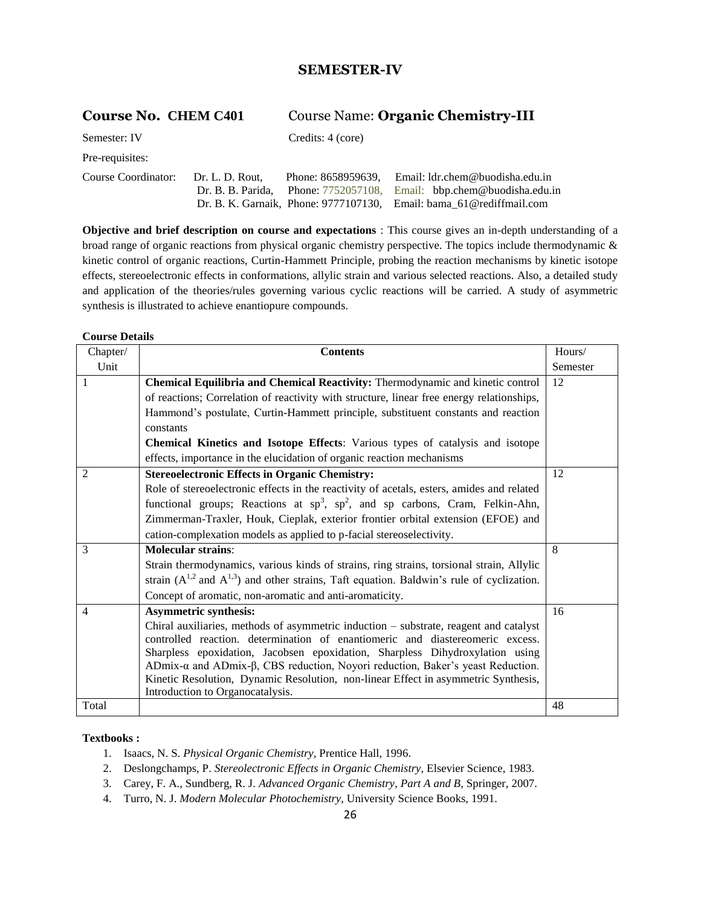## SEMESTER-IV

**Course No. CHEM C401** Course Name: **Organic Chemistry-III**

Semester: IV Credits: 4 (core)

Pre-requisites:

Course Coordinator: Dr. L. D. Rout, Phone: 8658959639, Email: ldr.chem@buodisha.edu.in
Dr. B. B. Parida, Phone: 7752057108, Email: bbp.chem@buodisha.edu.in
Dr. B. K. Garnaik, Phone: 9777107130, Email: bama_61@rediffmail.com

**Objective and brief description on course and expectations** : This course gives an in-depth understanding of a broad range of organic reactions from physical organic chemistry perspective. The topics include thermodynamic & kinetic control of organic reactions, Curtin-Hammett Principle, probing the reaction mechanisms by kinetic isotope effects, stereoelectronic effects in conformations, allylic strain and various selected reactions. Also, a detailed study and application of the theories/rules governing various cyclic reactions will be carried. A study of asymmetric synthesis is illustrated to achieve enantiopure compounds.

**Course Details**

| Chapter/ Unit | Contents | Hours/ Semester |
|---|---|---|
| 1 | **Chemical Equilibria and Chemical Reactivity:** Thermodynamic and kinetic control of reactions; Correlation of reactivity with structure, linear free energy relationships, Hammond's postulate, Curtin-Hammett principle, substituent constants and reaction constants<br>**Chemical Kinetics and Isotope Effects**: Various types of catalysis and isotope effects, importance in the elucidation of organic reaction mechanisms | 12 |
| 2 | **Stereoelectronic Effects in Organic Chemistry:**<br>Role of stereoelectronic effects in the reactivity of acetals, esters, amides and related functional groups; Reactions at $sp^3$, $sp^2$, and sp carbons, Cram, Felkin-Ahn, Zimmerman-Traxler, Houk, Cieplak, exterior frontier orbital extension (EFOE) and cation-complexation models as applied to p-facial stereoselectivity. | 12 |
| 3 | **Molecular strains**:<br>Strain thermodynamics, various kinds of strains, ring strains, torsional strain, Allylic strain ($A^{1,2}$ and $A^{1,3}$) and other strains, Taft equation. Baldwin's rule of cyclization. Concept of aromatic, non-aromatic and anti-aromaticity. | 8 |
| 4 | **Asymmetric synthesis:**<br>Chiral auxiliaries, methods of asymmetric induction – substrate, reagent and catalyst controlled reaction. determination of enantiomeric and diastereomeric excess. Sharpless epoxidation, Jacobsen epoxidation, Sharpless Dihydroxylation using ADmix-α and ADmix-β, CBS reduction, Noyori reduction, Baker's yeast Reduction. Kinetic Resolution, Dynamic Resolution, non-linear Effect in asymmetric Synthesis, Introduction to Organocatalysis. | 16 |
| Total | | 48 |

**Textbooks :**

1. Isaacs, N. S. *Physical Organic Chemistry*, Prentice Hall, 1996.
2. Deslongchamps, P. *Stereolectronic Effects in Organic Chemistry*, Elsevier Science, 1983.
3. Carey, F. A., Sundberg, R. J. *Advanced Organic Chemistry*, *Part A and B*, Springer, 2007.
4. Turro, N. J. *Modern Molecular Photochemistry*, University Science Books, 1991.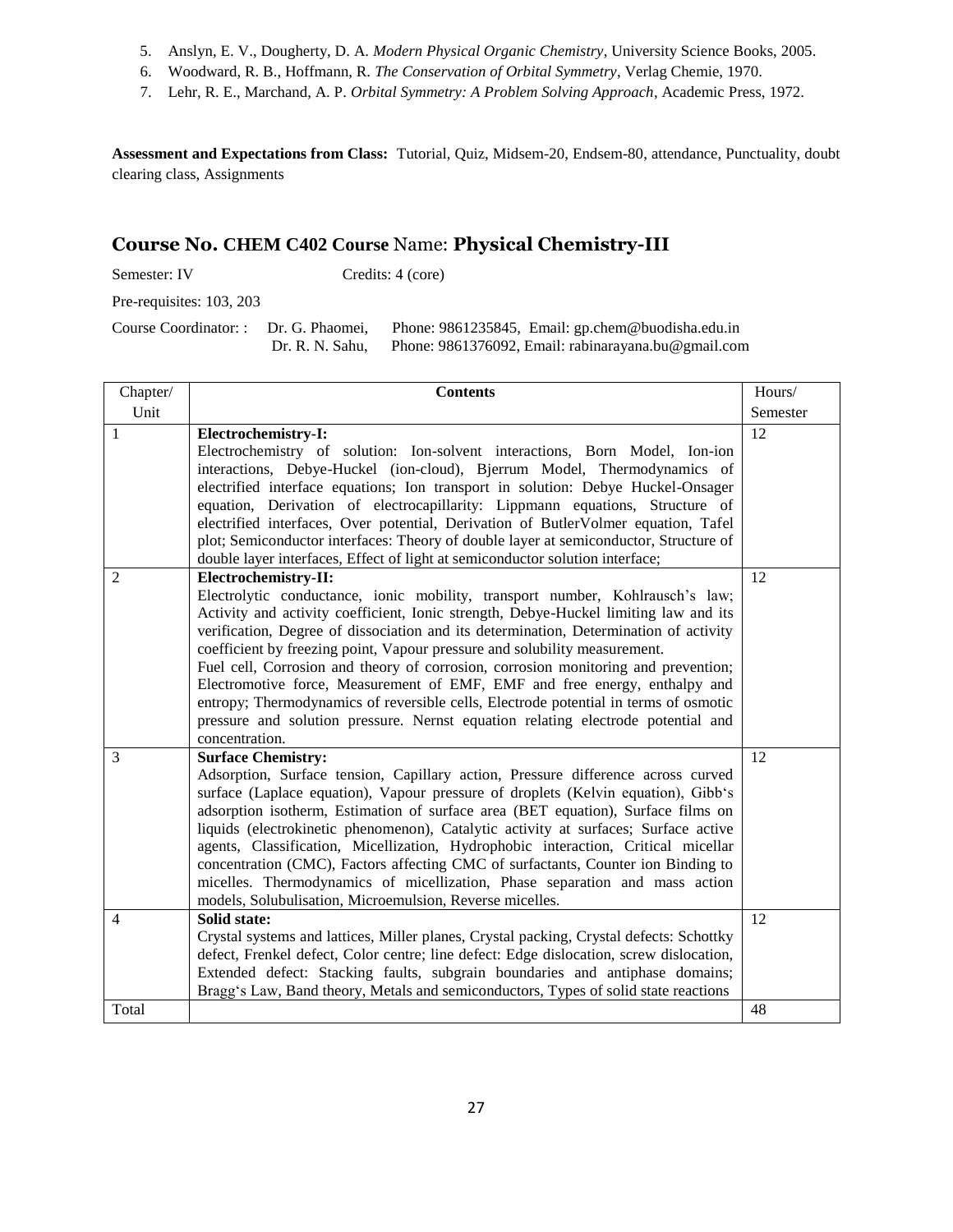5. Anslyn, E. V., Dougherty, D. A. *Modern Physical Organic Chemistry*, University Science Books, 2005.
6. Woodward, R. B., Hoffmann, R. *The Conservation of Orbital Symmetry*, Verlag Chemie, 1970.
7. Lehr, R. E., Marchand, A. P. *Orbital Symmetry: A Problem Solving Approach*, Academic Press, 1972.

**Assessment and Expectations from Class:** Tutorial, Quiz, Midsem-20, Endsem-80, attendance, Punctuality, doubt clearing class, Assignments

## Course No. CHEM C402 Course Name: Physical Chemistry-III

Semester: IV Credits: 4 (core)

Pre-requisites: 103, 203

Course Coordinator: : Dr. G. Phaomei, Phone: 9861235845, Email: gp.chem@buodisha.edu.in
Dr. R. N. Sahu, Phone: 9861376092, Email: rabinarayana.bu@gmail.com

| Chapter/ Unit | Contents | Hours/ Semester |
|---|---|---|
| 1 | **Electrochemistry-I:** Electrochemistry of solution: Ion-solvent interactions, Born Model, Ion-ion interactions, Debye-Huckel (ion-cloud), Bjerrum Model, Thermodynamics of electrified interface equations; Ion transport in solution: Debye Huckel-Onsager equation, Derivation of electrocapillarity: Lippmann equations, Structure of electrified interfaces, Over potential, Derivation of ButlerVolmer equation, Tafel plot; Semiconductor interfaces: Theory of double layer at semiconductor, Structure of double layer interfaces, Effect of light at semiconductor solution interface; | 12 |
| 2 | **Electrochemistry-II:** Electrolytic conductance, ionic mobility, transport number, Kohlrausch's law; Activity and activity coefficient, Ionic strength, Debye-Huckel limiting law and its verification, Degree of dissociation and its determination, Determination of activity coefficient by freezing point, Vapour pressure and solubility measurement. Fuel cell, Corrosion and theory of corrosion, corrosion monitoring and prevention; Electromotive force, Measurement of EMF, EMF and free energy, enthalpy and entropy; Thermodynamics of reversible cells, Electrode potential in terms of osmotic pressure and solution pressure. Nernst equation relating electrode potential and concentration. | 12 |
| 3 | **Surface Chemistry:** Adsorption, Surface tension, Capillary action, Pressure difference across curved surface (Laplace equation), Vapour pressure of droplets (Kelvin equation), Gibb's adsorption isotherm, Estimation of surface area (BET equation), Surface films on liquids (electrokinetic phenomenon), Catalytic activity at surfaces; Surface active agents, Classification, Micellization, Hydrophobic interaction, Critical micellar concentration (CMC), Factors affecting CMC of surfactants, Counter ion Binding to micelles. Thermodynamics of micellization, Phase separation and mass action models, Solubilisation, Microemulsion, Reverse micelles. | 12 |
| 4 | **Solid state:** Crystal systems and lattices, Miller planes, Crystal packing, Crystal defects: Schottky defect, Frenkel defect, Color centre; line defect: Edge dislocation, screw dislocation, Extended defect: Stacking faults, subgrain boundaries and antiphase domains; Bragg's Law, Band theory, Metals and semiconductors, Types of solid state reactions | 12 |
| Total | | 48 |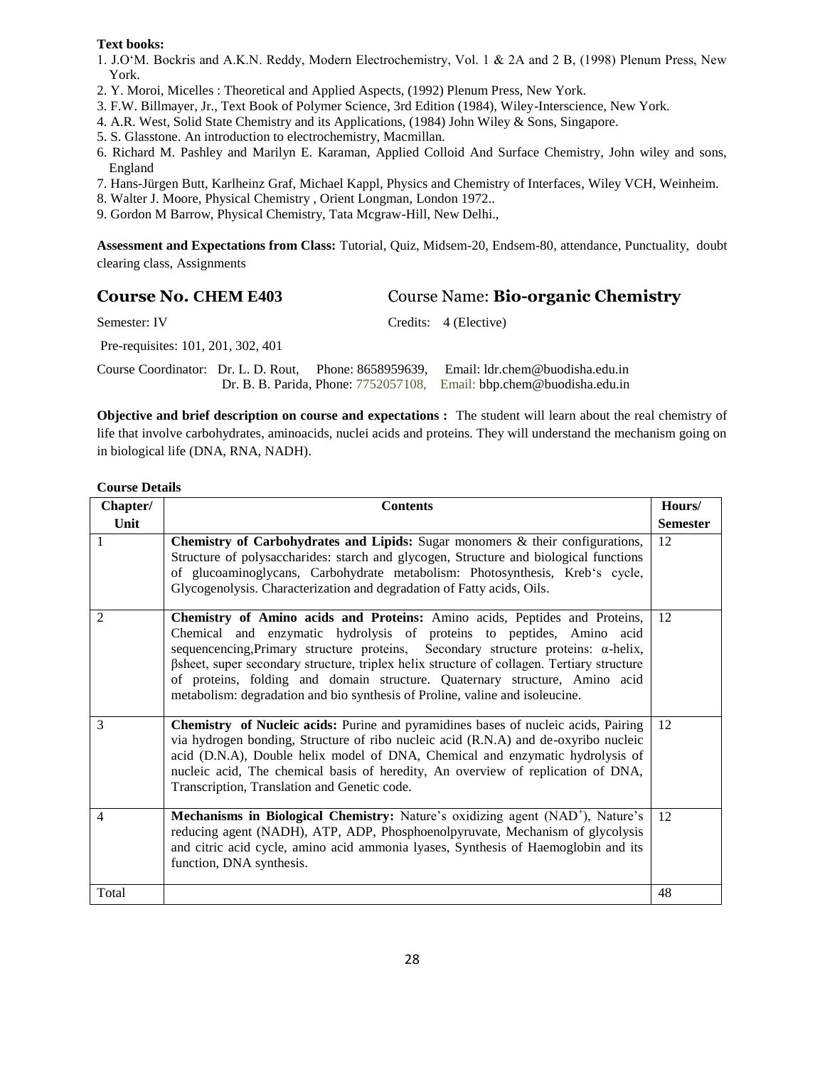**Text books:**

1. J.O'M. Bockris and A.K.N. Reddy, Modern Electrochemistry, Vol. 1 & 2A and 2 B, (1998) Plenum Press, New York.
2. Y. Moroi, Micelles : Theoretical and Applied Aspects, (1992) Plenum Press, New York.
3. F.W. Billmayer, Jr., Text Book of Polymer Science, 3rd Edition (1984), Wiley-Interscience, New York.
4. A.R. West, Solid State Chemistry and its Applications, (1984) John Wiley & Sons, Singapore.
5. S. Glasstone. An introduction to electrochemistry, Macmillan.
6. Richard M. Pashley and Marilyn E. Karaman, Applied Colloid And Surface Chemistry, John wiley and sons, England
7. Hans-Jürgen Butt, Karlheinz Graf, Michael Kappl, Physics and Chemistry of Interfaces, Wiley VCH, Weinheim.
8. Walter J. Moore, Physical Chemistry , Orient Longman, London 1972..
9. Gordon M Barrow, Physical Chemistry, Tata Mcgraw-Hill, New Delhi.,

**Assessment and Expectations from Class:** Tutorial, Quiz, Midsem-20, Endsem-80, attendance, Punctuality, doubt clearing class, Assignments

## Course No. CHEM E403 Course Name: Bio-organic Chemistry

Semester: IV Credits: 4 (Elective)

Pre-requisites: 101, 201, 302, 401

Course Coordinator: Dr. L. D. Rout, Phone: 8658959639, Email: ldr.chem@buodisha.edu.in
Dr. B. B. Parida, Phone: 7752057108, Email: bbp.chem@buodisha.edu.in

**Objective and brief description on course and expectations :** The student will learn about the real chemistry of life that involve carbohydrates, aminoacids, nuclei acids and proteins. They will understand the mechanism going on in biological life (DNA, RNA, NADH).

**Course Details**

| Chapter/ Unit | Contents | Hours/ Semester |
|---|---|---|
| 1 | **Chemistry of Carbohydrates and Lipids:** Sugar monomers & their configurations, Structure of polysaccharides: starch and glycogen, Structure and biological functions of glucoaminoglycans, Carbohydrate metabolism: Photosynthesis, Kreb's cycle, Glycogenolysis. Characterization and degradation of Fatty acids, Oils. | 12 |
| 2 | **Chemistry of Amino acids and Proteins:** Amino acids, Peptides and Proteins, Chemical and enzymatic hydrolysis of proteins to peptides, Amino acid sequencencing,Primary structure proteins, Secondary structure proteins: α-helix, βsheet, super secondary structure, triplex helix structure of collagen. Tertiary structure of proteins, folding and domain structure. Quaternary structure, Amino acid metabolism: degradation and bio synthesis of Proline, valine and isoleucine. | 12 |
| 3 | **Chemistry of Nucleic acids:** Purine and pyramidines bases of nucleic acids, Pairing via hydrogen bonding, Structure of ribo nucleic acid (R.N.A) and de-oxyribo nucleic acid (D.N.A), Double helix model of DNA, Chemical and enzymatic hydrolysis of nucleic acid, The chemical basis of heredity, An overview of replication of DNA, Transcription, Translation and Genetic code. | 12 |
| 4 | **Mechanisms in Biological Chemistry:** Nature's oxidizing agent ($NAD^+$), Nature's reducing agent (NADH), ATP, ADP, Phosphoenolpyruvate, Mechanism of glycolysis and citric acid cycle, amino acid ammonia lyases, Synthesis of Haemoglobin and its function, DNA synthesis. | 12 |
| Total | | 48 |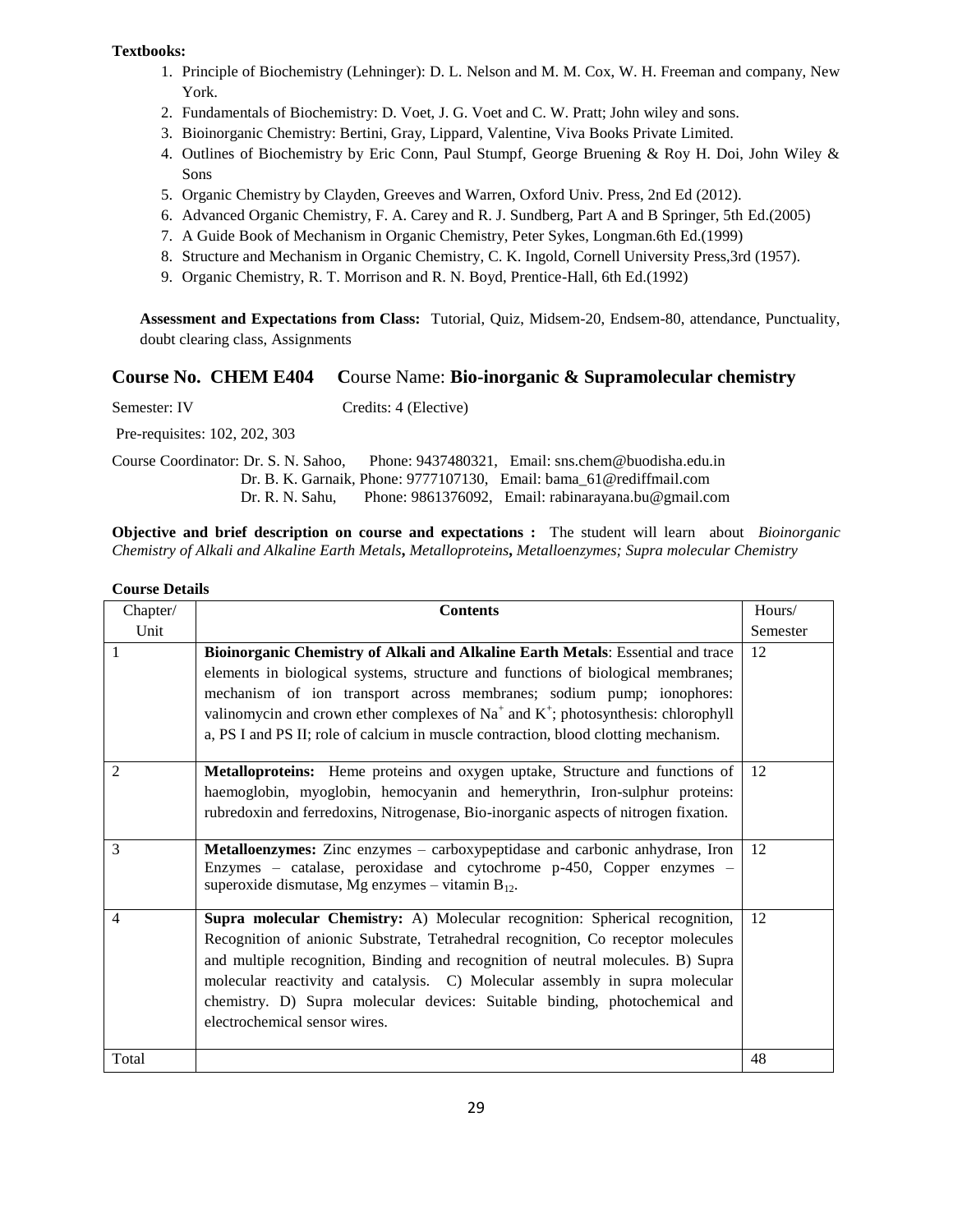**Textbooks:**

1. Principle of Biochemistry (Lehninger): D. L. Nelson and M. M. Cox, W. H. Freeman and company, New York.
2. Fundamentals of Biochemistry: D. Voet, J. G. Voet and C. W. Pratt; John wiley and sons.
3. Bioinorganic Chemistry: Bertini, Gray, Lippard, Valentine, Viva Books Private Limited.
4. Outlines of Biochemistry by Eric Conn, Paul Stumpf, George Bruening & Roy H. Doi, John Wiley & Sons
5. Organic Chemistry by Clayden, Greeves and Warren, Oxford Univ. Press, 2nd Ed (2012).
6. Advanced Organic Chemistry, F. A. Carey and R. J. Sundberg, Part A and B Springer, 5th Ed.(2005)
7. A Guide Book of Mechanism in Organic Chemistry, Peter Sykes, Longman.6th Ed.(1999)
8. Structure and Mechanism in Organic Chemistry, C. K. Ingold, Cornell University Press,3rd (1957).
9. Organic Chemistry, R. T. Morrison and R. N. Boyd, Prentice-Hall, 6th Ed.(1992)

**Assessment and Expectations from Class:** Tutorial, Quiz, Midsem-20, Endsem-80, attendance, Punctuality, doubt clearing class, Assignments

## Course No. CHEM E404 Course Name: Bio-inorganic & Supramolecular chemistry

Semester: IV Credits: 4 (Elective)

Pre-requisites: 102, 202, 303

Course Coordinator: Dr. S. N. Sahoo, Phone: 9437480321, Email: sns.chem@buodisha.edu.in
Dr. B. K. Garnaik, Phone: 9777107130, Email: bama_61@rediffmail.com
Dr. R. N. Sahu, Phone: 9861376092, Email: rabinarayana.bu@gmail.com

**Objective and brief description on course and expectations :** The student will learn about *Bioinorganic Chemistry of Alkali and Alkaline Earth Metals***,** *Metalloproteins***,** *Metalloenzymes; Supra molecular Chemistry*

**Course Details**

| Chapter/ Unit | Contents | Hours/ Semester |
|---|---|---|
| 1 | **Bioinorganic Chemistry of Alkali and Alkaline Earth Metals**: Essential and trace elements in biological systems, structure and functions of biological membranes; mechanism of ion transport across membranes; sodium pump; ionophores: valinomycin and crown ether complexes of $Na^+$ and $K^+$; photosynthesis: chlorophyll a, PS I and PS II; role of calcium in muscle contraction, blood clotting mechanism. | 12 |
| 2 | **Metalloproteins:** Heme proteins and oxygen uptake, Structure and functions of haemoglobin, myoglobin, hemocyanin and hemerythrin, Iron-sulphur proteins: rubredoxin and ferredoxins, Nitrogenase, Bio-inorganic aspects of nitrogen fixation. | 12 |
| 3 | **Metalloenzymes:** Zinc enzymes – carboxypeptidase and carbonic anhydrase, Iron Enzymes – catalase, peroxidase and cytochrome p-450, Copper enzymes – superoxide dismutase, Mg enzymes – vitamin $B_{12}$. | 12 |
| 4 | **Supra molecular Chemistry:** A) Molecular recognition: Spherical recognition, Recognition of anionic Substrate, Tetrahedral recognition, Co receptor molecules and multiple recognition, Binding and recognition of neutral molecules. B) Supra molecular reactivity and catalysis. C) Molecular assembly in supra molecular chemistry. D) Supra molecular devices: Suitable binding, photochemical and electrochemical sensor wires. | 12 |
| Total | | 48 |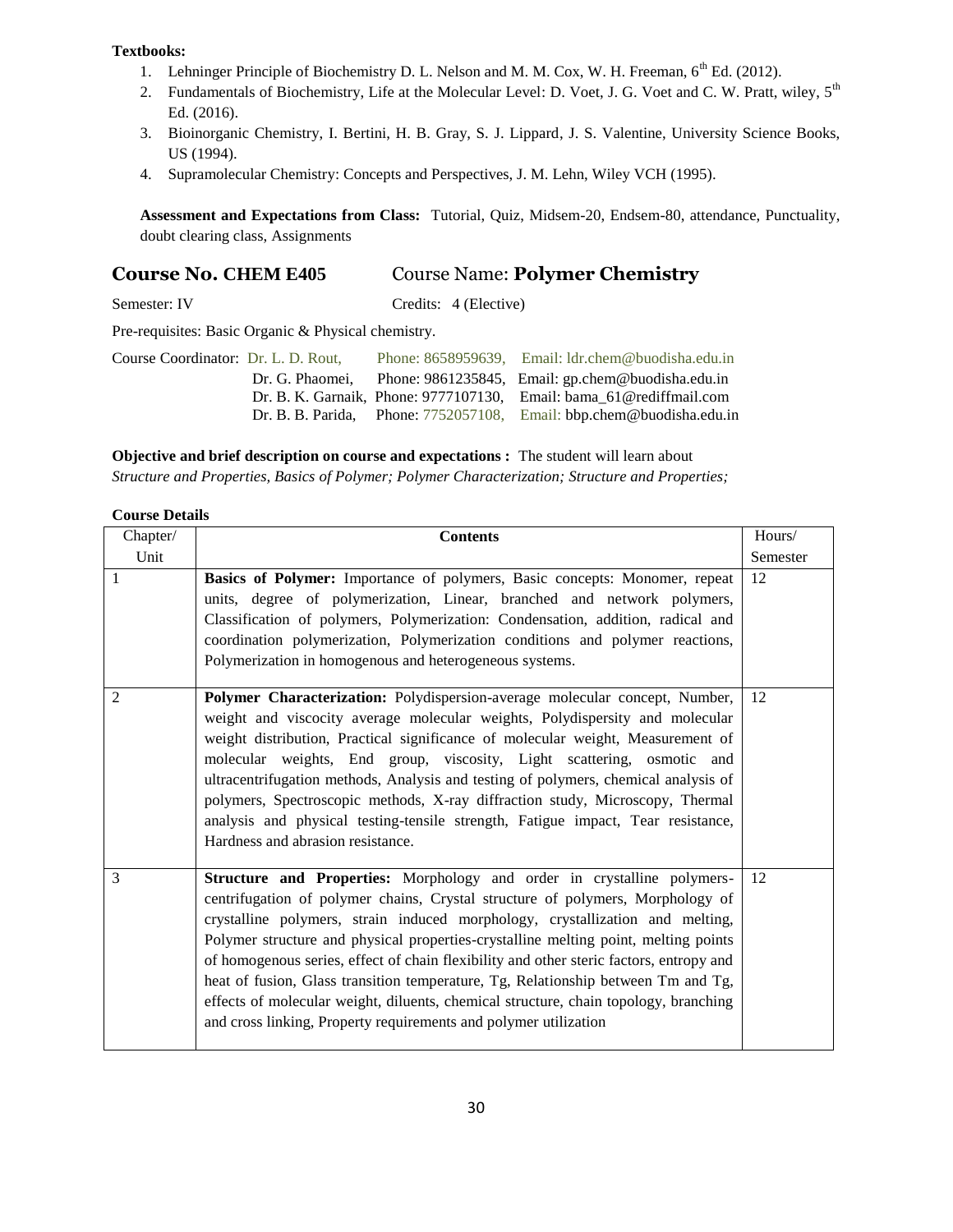**Textbooks:**

1. Lehninger Principle of Biochemistry D. L. Nelson and M. M. Cox, W. H. Freeman, 6th Ed. (2012).
2. Fundamentals of Biochemistry, Life at the Molecular Level: D. Voet, J. G. Voet and C. W. Pratt, wiley, 5th Ed. (2016).
3. Bioinorganic Chemistry, I. Bertini, H. B. Gray, S. J. Lippard, J. S. Valentine, University Science Books, US (1994).
4. Supramolecular Chemistry: Concepts and Perspectives, J. M. Lehn, Wiley VCH (1995).

**Assessment and Expectations from Class:** Tutorial, Quiz, Midsem-20, Endsem-80, attendance, Punctuality, doubt clearing class, Assignments

## Course No. CHEM E405 Course Name: **Polymer Chemistry**

Semester: IV Credits: 4 (Elective)

Pre-requisites: Basic Organic & Physical chemistry.

Course Coordinator: Dr. L. D. Rout, Phone: 8658959639, Email: ldr.chem@buodisha.edu.in
Dr. G. Phaomei, Phone: 9861235845, Email: gp.chem@buodisha.edu.in
Dr. B. K. Garnaik, Phone: 9777107130, Email: bama_61@rediffmail.com
Dr. B. B. Parida, Phone: 7752057108, Email: bbp.chem@buodisha.edu.in

**Objective and brief description on course and expectations :** The student will learn about *Structure and Properties, Basics of Polymer; Polymer Characterization; Structure and Properties;*

**Course Details**

| Chapter/ Unit | Contents | Hours/ Semester |
|---|---|---|
| 1 | **Basics of Polymer:** Importance of polymers, Basic concepts: Monomer, repeat units, degree of polymerization, Linear, branched and network polymers, Classification of polymers, Polymerization: Condensation, addition, radical and coordination polymerization, Polymerization conditions and polymer reactions, Polymerization in homogenous and heterogeneous systems. | 12 |
| 2 | **Polymer Characterization:** Polydispersion-average molecular concept, Number, weight and viscocity average molecular weights, Polydispersity and molecular weight distribution, Practical significance of molecular weight, Measurement of molecular weights, End group, viscosity, Light scattering, osmotic and ultracentrifugation methods, Analysis and testing of polymers, chemical analysis of polymers, Spectroscopic methods, X-ray diffraction study, Microscopy, Thermal analysis and physical testing-tensile strength, Fatigue impact, Tear resistance, Hardness and abrasion resistance. | 12 |
| 3 | **Structure and Properties:** Morphology and order in crystalline polymers-centrifugation of polymer chains, Crystal structure of polymers, Morphology of crystalline polymers, strain induced morphology, crystallization and melting, Polymer structure and physical properties-crystalline melting point, melting points of homogenous series, effect of chain flexibility and other steric factors, entropy and heat of fusion, Glass transition temperature, Tg, Relationship between Tm and Tg, effects of molecular weight, diluents, chemical structure, chain topology, branching and cross linking, Property requirements and polymer utilization | 12 |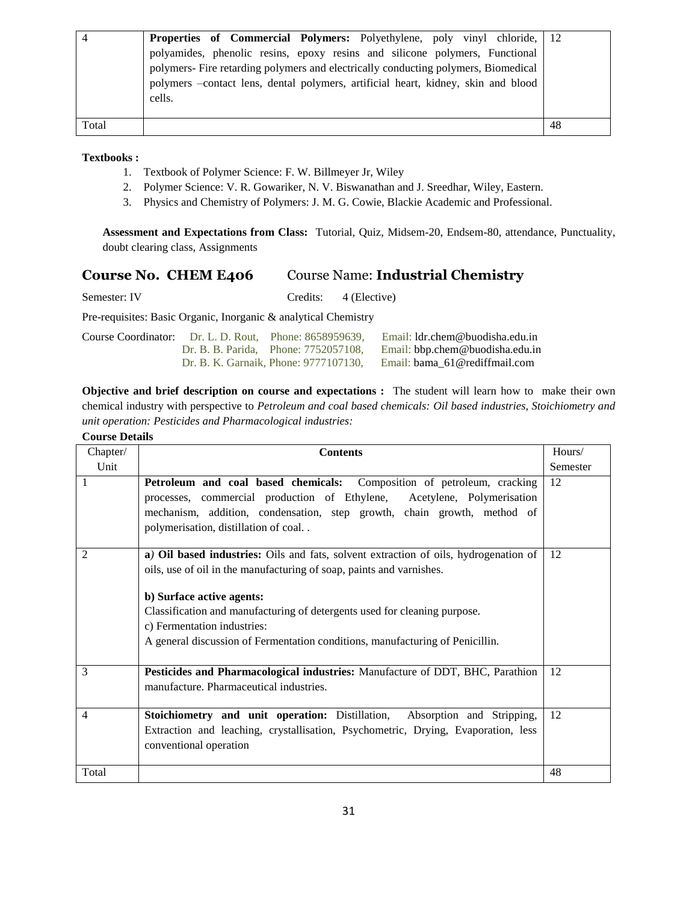| 4 | **Properties of Commercial Polymers:** Polyethylene, poly vinyl chloride, polyamides, phenolic resins, epoxy resins and silicone polymers, Functional polymers- Fire retarding polymers and electrically conducting polymers, Biomedical polymers –contact lens, dental polymers, artificial heart, kidney, skin and blood cells. | 12 |
|---|---|---|
| Total | | 48 |

**Textbooks :**

1. Textbook of Polymer Science: F. W. Billmeyer Jr, Wiley
2. Polymer Science: V. R. Gowariker, N. V. Biswanathan and J. Sreedhar, Wiley, Eastern.
3. Physics and Chemistry of Polymers: J. M. G. Cowie, Blackie Academic and Professional.

**Assessment and Expectations from Class:** Tutorial, Quiz, Midsem-20, Endsem-80, attendance, Punctuality, doubt clearing class, Assignments

## Course No. CHEM E406 Course Name: Industrial Chemistry

Semester: IV Credits: 4 (Elective)

Pre-requisites: Basic Organic, Inorganic & analytical Chemistry

Course Coordinator: Dr. L. D. Rout, Phone: 8658959639, Email: ldr.chem@buodisha.edu.in
Dr. B. B. Parida, Phone: 7752057108, Email: bbp.chem@buodisha.edu.in
Dr. B. K. Garnaik, Phone: 9777107130, Email: bama_61@rediffmail.com

**Objective and brief description on course and expectations :** The student will learn how to make their own chemical industry with perspective to *Petroleum and coal based chemicals: Oil based industries, Stoichiometry and unit operation: Pesticides and Pharmacological industries:*

**Course Details**

| Chapter/ Unit | Contents | Hours/ Semester |
|---|---|---|
| 1 | **Petroleum and coal based chemicals:** Composition of petroleum, cracking processes, commercial production of Ethylene, Acetylene, Polymerisation mechanism, addition, condensation, step growth, chain growth, method of polymerisation, distillation of coal. . | 12 |
| 2 | **a) Oil based industries:** Oils and fats, solvent extraction of oils, hydrogenation of oils, use of oil in the manufacturing of soap, paints and varnishes.<br><br>**b) Surface active agents:**<br>Classification and manufacturing of detergents used for cleaning purpose.<br>c) Fermentation industries:<br>A general discussion of Fermentation conditions, manufacturing of Penicillin. | 12 |
| 3 | **Pesticides and Pharmacological industries:** Manufacture of DDT, BHC, Parathion manufacture. Pharmaceutical industries. | 12 |
| 4 | **Stoichiometry and unit operation:** Distillation, Absorption and Stripping, Extraction and leaching, crystallisation, Psychometric, Drying, Evaporation, less conventional operation | 12 |
| Total | | 48 |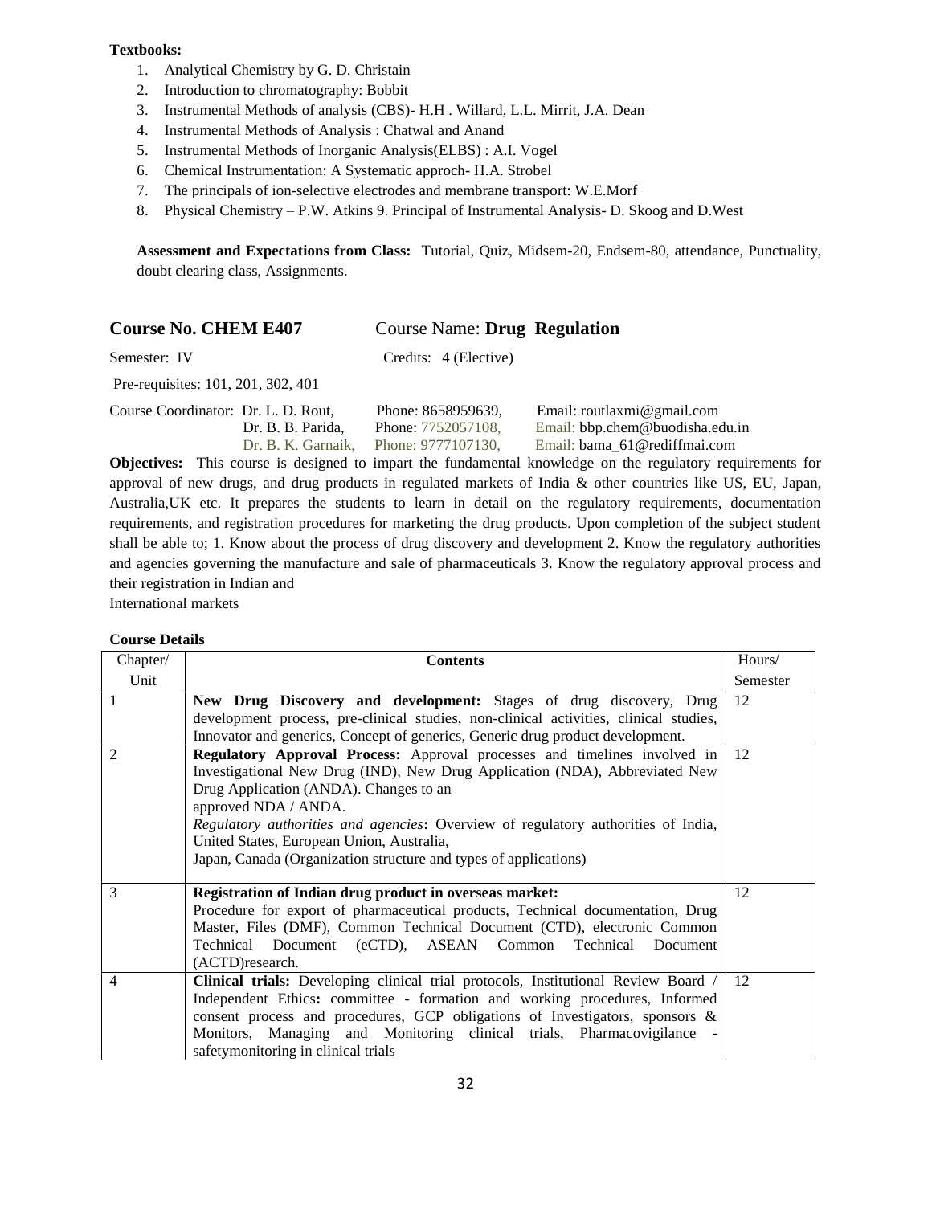**Textbooks:**

1. Analytical Chemistry by G. D. Christain
2. Introduction to chromatography: Bobbit
3. Instrumental Methods of analysis (CBS)- H.H . Willard, L.L. Mirrit, J.A. Dean
4. Instrumental Methods of Analysis : Chatwal and Anand
5. Instrumental Methods of Inorganic Analysis(ELBS) : A.I. Vogel
6. Chemical Instrumentation: A Systematic approch- H.A. Strobel
7. The principals of ion-selective electrodes and membrane transport: W.E.Morf
8. Physical Chemistry – P.W. Atkins 9. Principal of Instrumental Analysis- D. Skoog and D.West

**Assessment and Expectations from Class:** Tutorial, Quiz, Midsem-20, Endsem-80, attendance, Punctuality, doubt clearing class, Assignments.

## Course No. CHEM E407 Course Name: **Drug Regulation**

Semester: IV Credits: 4 (Elective)

Pre-requisites: 101, 201, 302, 401

Course Coordinator: Dr. L. D. Rout, Phone: 8658959639, Email: routlaxmi@gmail.com
Dr. B. B. Parida, Phone: 7752057108, Email: bbp.chem@buodisha.edu.in
Dr. B. K. Garnaik, Phone: 9777107130, Email: bama_61@rediffmai.com

**Objectives:** This course is designed to impart the fundamental knowledge on the regulatory requirements for approval of new drugs, and drug products in regulated markets of India & other countries like US, EU, Japan, Australia,UK etc. It prepares the students to learn in detail on the regulatory requirements, documentation requirements, and registration procedures for marketing the drug products. Upon completion of the subject student shall be able to; 1. Know about the process of drug discovery and development 2. Know the regulatory authorities and agencies governing the manufacture and sale of pharmaceuticals 3. Know the regulatory approval process and their registration in Indian and
International markets

**Course Details**

| Chapter/ Unit | Contents | Hours/ Semester |
|---|---|---|
| 1 | **New Drug Discovery and development:** Stages of drug discovery, Drug development process, pre-clinical studies, non-clinical activities, clinical studies, Innovator and generics, Concept of generics, Generic drug product development. | 12 |
| 2 | **Regulatory Approval Process:** Approval processes and timelines involved in Investigational New Drug (IND), New Drug Application (NDA), Abbreviated New Drug Application (ANDA). Changes to an approved NDA / ANDA. *Regulatory authorities and agencies***:** Overview of regulatory authorities of India, United States, European Union, Australia, Japan, Canada (Organization structure and types of applications) | 12 |
| 3 | **Registration of Indian drug product in overseas market:** Procedure for export of pharmaceutical products, Technical documentation, Drug Master, Files (DMF), Common Technical Document (CTD), electronic Common Technical Document (eCTD), ASEAN Common Technical Document (ACTD)research. | 12 |
| 4 | **Clinical trials:** Developing clinical trial protocols, Institutional Review Board / Independent Ethics**:** committee - formation and working procedures, Informed consent process and procedures, GCP obligations of Investigators, sponsors & Monitors, Managing and Monitoring clinical trials, Pharmacovigilance - safetymonitoring in clinical trials | 12 |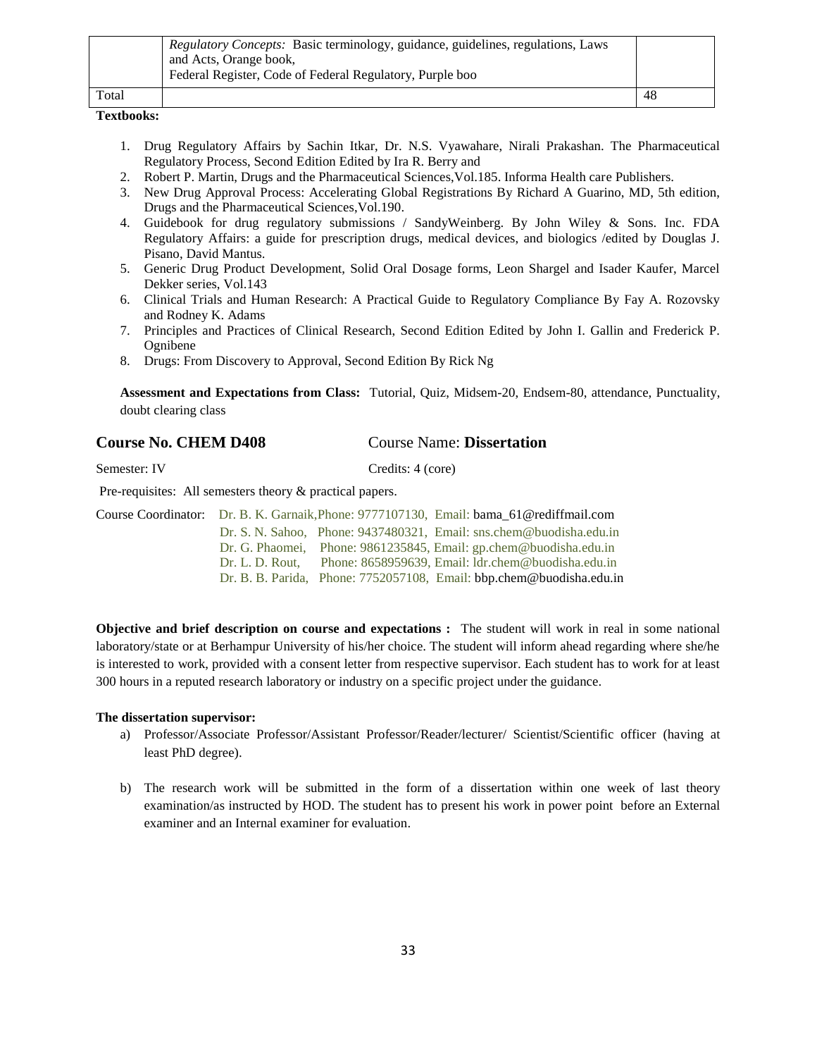| | *Regulatory Concepts:* Basic terminology, guidance, guidelines, regulations, Laws and Acts, Orange book,<br>Federal Register, Code of Federal Regulatory, Purple boo | |
|---|---|---|
| Total | | 48 |

**Textbooks:**

1. Drug Regulatory Affairs by Sachin Itkar, Dr. N.S. Vyawahare, Nirali Prakashan. The Pharmaceutical Regulatory Process, Second Edition Edited by Ira R. Berry and
2. Robert P. Martin, Drugs and the Pharmaceutical Sciences,Vol.185. Informa Health care Publishers.
3. New Drug Approval Process: Accelerating Global Registrations By Richard A Guarino, MD, 5th edition, Drugs and the Pharmaceutical Sciences,Vol.190.
4. Guidebook for drug regulatory submissions / SandyWeinberg. By John Wiley & Sons. Inc. FDA Regulatory Affairs: a guide for prescription drugs, medical devices, and biologics /edited by Douglas J. Pisano, David Mantus.
5. Generic Drug Product Development, Solid Oral Dosage forms, Leon Shargel and Isader Kaufer, Marcel Dekker series, Vol.143
6. Clinical Trials and Human Research: A Practical Guide to Regulatory Compliance By Fay A. Rozovsky and Rodney K. Adams
7. Principles and Practices of Clinical Research, Second Edition Edited by John I. Gallin and Frederick P. Ognibene
8. Drugs: From Discovery to Approval, Second Edition By Rick Ng

**Assessment and Expectations from Class:** Tutorial, Quiz, Midsem-20, Endsem-80, attendance, Punctuality, doubt clearing class

## Course No. CHEM D408 Course Name: **Dissertation**

Semester: IV Credits: 4 (core)

Pre-requisites: All semesters theory & practical papers.

Course Coordinator: Dr. B. K. Garnaik,Phone: 9777107130, Email: bama_61@rediffmail.com
Dr. S. N. Sahoo, Phone: 9437480321, Email: sns.chem@buodisha.edu.in
Dr. G. Phaomei, Phone: 9861235845, Email: gp.chem@buodisha.edu.in
Dr. L. D. Rout, Phone: 8658959639, Email: ldr.chem@buodisha.edu.in
Dr. B. B. Parida, Phone: 7752057108, Email: bbp.chem@buodisha.edu.in

**Objective and brief description on course and expectations :** The student will work in real in some national laboratory/state or at Berhampur University of his/her choice. The student will inform ahead regarding where she/he is interested to work, provided with a consent letter from respective supervisor. Each student has to work for at least 300 hours in a reputed research laboratory or industry on a specific project under the guidance.

**The dissertation supervisor:**

a) Professor/Associate Professor/Assistant Professor/Reader/lecturer/ Scientist/Scientific officer (having at least PhD degree).

b) The research work will be submitted in the form of a dissertation within one week of last theory examination/as instructed by HOD. The student has to present his work in power point before an External examiner and an Internal examiner for evaluation.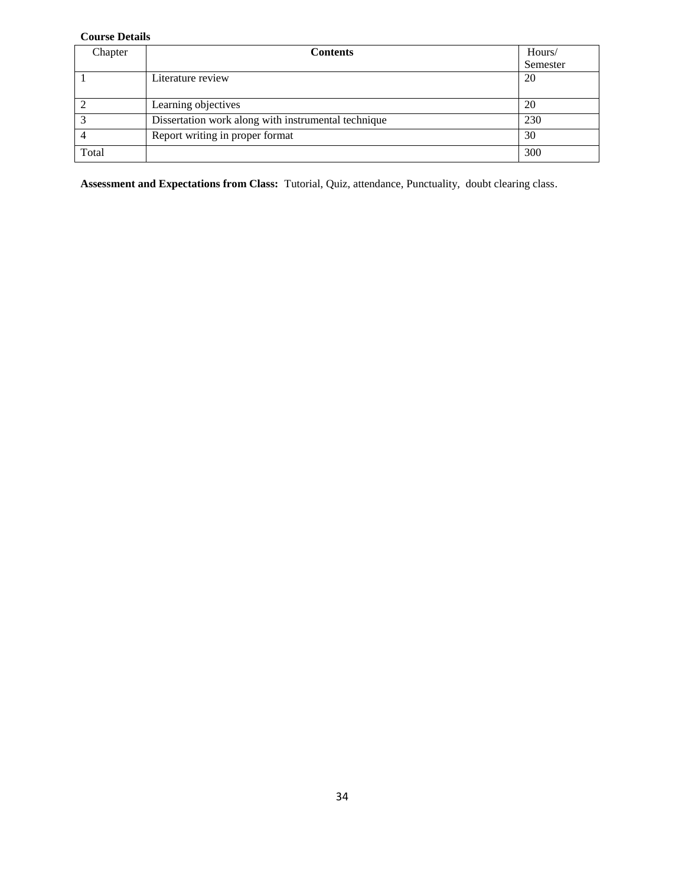**Course Details**

| Chapter | **Contents** | Hours/ Semester |
|---|---|---|
| 1 | Literature review | 20 |
| 2 | Learning objectives | 20 |
| 3 | Dissertation work along with instrumental technique | 230 |
| 4 | Report writing in proper format | 30 |
| Total | | 300 |

**Assessment and Expectations from Class:** Tutorial, Quiz, attendance, Punctuality, doubt clearing class.